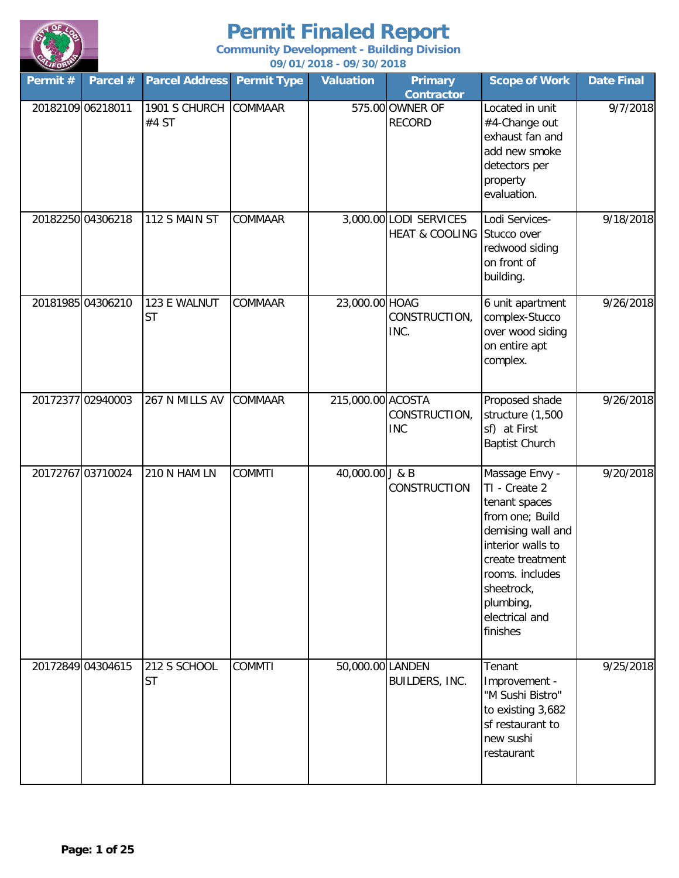# Permit Finaled Report

**Community Development - Building Division**

**09/01/2018 - 09/30/2018**

| Permit # | Parcel # | Parcel Address | Permit Type | Valuation | Primary Contractor | Scope of Work | Date Final |
|---|---|---|---|---|---|---|---|
| 20182109 | 06218011 | 1901 S CHURCH #4 ST | COMMAAR | 575.00 | OWNER OF RECORD | Located in unit #4-Change out exhaust fan and add new smoke detectors per property evaluation. | 9/7/2018 |
| 20182250 | 04306218 | 112 S MAIN ST | COMMAAR | 3,000.00 | LODI SERVICES HEAT & COOLING | Lodi Services-Stucco over redwood siding on front of building. | 9/18/2018 |
| 20181985 | 04306210 | 123 E WALNUT ST | COMMAAR | 23,000.00 | HOAG CONSTRUCTION, INC. | 6 unit apartment complex-Stucco over wood siding on entire apt complex. | 9/26/2018 |
| 20172377 | 02940003 | 267 N MILLS AV | COMMAAR | 215,000.00 | ACOSTA CONSTRUCTION, INC | Proposed shade structure (1,500 sf) at First Baptist Church | 9/26/2018 |
| 20172767 | 03710024 | 210 N HAM LN | COMMTI | 40,000.00 | J & B CONSTRUCTION | Massage Envy - TI - Create 2 tenant spaces from one; Build demising wall and interior walls to create treatment rooms. includes sheetrock, plumbing, electrical and finishes | 9/20/2018 |
| 20172849 | 04304615 | 212 S SCHOOL ST | COMMTI | 50,000.00 | LANDEN BUILDERS, INC. | Tenant Improvement - "M Sushi Bistro" to existing 3,682 sf restaurant to new sushi restaurant | 9/25/2018 |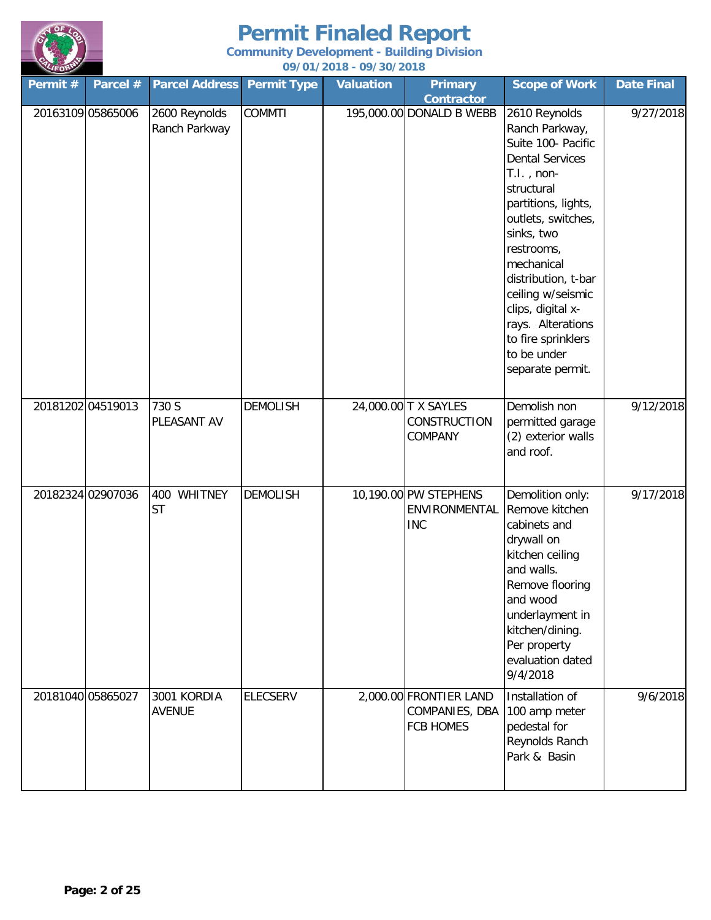# Permit Finaled Report

**Community Development - Building Division**

**09/01/2018 - 09/30/2018**

| Permit # | Parcel # | Parcel Address | Permit Type | Valuation | Primary Contractor | Scope of Work | Date Final |
|---|---|---|---|---|---|---|---|
| 20163109 | 05865006 | 2600 Reynolds Ranch Parkway | COMMTI | 195,000.00 | DONALD B WEBB | 2610 Reynolds Ranch Parkway, Suite 100- Pacific Dental Services T.I. , non-structural partitions, lights, outlets, switches, sinks, two restrooms, mechanical distribution, t-bar ceiling w/seismic clips, digital x-rays. Alterations to fire sprinklers to be under separate permit. | 9/27/2018 |
| 20181202 | 04519013 | 730 S PLEASANT AV | DEMOLISH | 24,000.00 | T X SAYLES CONSTRUCTION COMPANY | Demolish non permitted garage (2) exterior walls and roof. | 9/12/2018 |
| 20182324 | 02907036 | 400 WHITNEY ST | DEMOLISH | 10,190.00 | PW STEPHENS ENVIRONMENTAL INC | Demolition only: Remove kitchen cabinets and drywall on kitchen ceiling and walls. Remove flooring and wood underlayment in kitchen/dining. Per property evaluation dated 9/4/2018 | 9/17/2018 |
| 20181040 | 05865027 | 3001 KORDIA AVENUE | ELECSERV | 2,000.00 | FRONTIER LAND COMPANIES, DBA FCB HOMES | Installation of 100 amp meter pedestal for Reynolds Ranch Park & Basin | 9/6/2018 |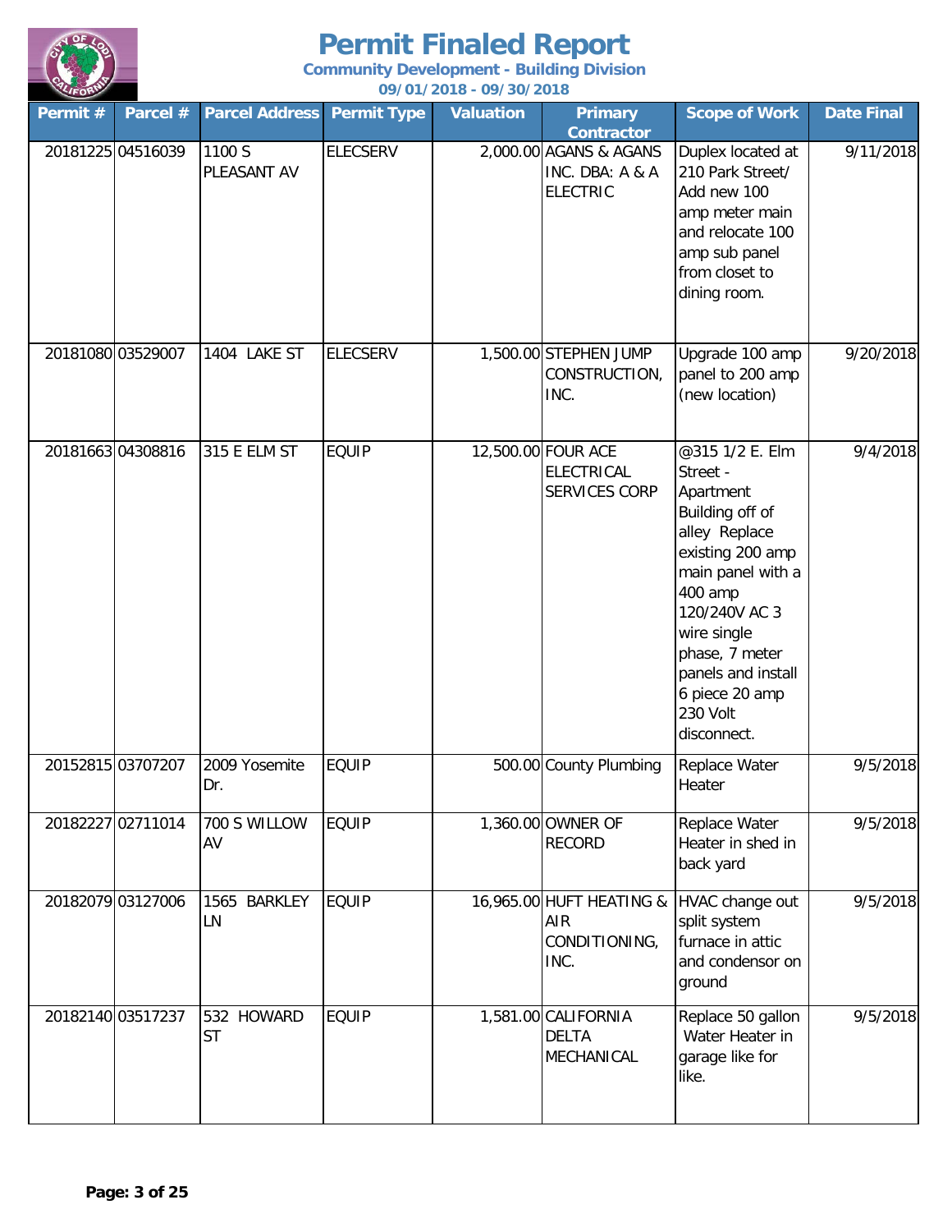# Permit Finaled Report

**Community Development - Building Division**

**09/01/2018 - 09/30/2018**

| Permit # | Parcel # | Parcel Address | Permit Type | Valuation | Primary Contractor | Scope of Work | Date Final |
|---|---|---|---|---|---|---|---|
| 20181225 | 04516039 | 1100 S PLEASANT AV | ELECSERV | 2,000.00 | AGANS & AGANS INC. DBA: A & A ELECTRIC | Duplex located at 210 Park Street/ Add new 100 amp meter main and relocate 100 amp sub panel from closet to dining room. | 9/11/2018 |
| 20181080 | 03529007 | 1404 LAKE ST | ELECSERV | 1,500.00 | STEPHEN JUMP CONSTRUCTION, INC. | Upgrade 100 amp panel to 200 amp (new location) | 9/20/2018 |
| 20181663 | 04308816 | 315 E ELM ST | EQUIP | 12,500.00 | FOUR ACE ELECTRICAL SERVICES CORP | @315 1/2 E. Elm Street - Apartment Building off of alley Replace existing 200 amp main panel with a 400 amp 120/240V AC 3 wire single phase, 7 meter panels and install 6 piece 20 amp 230 Volt disconnect. | 9/4/2018 |
| 20152815 | 03707207 | 2009 Yosemite Dr. | EQUIP | 500.00 | County Plumbing | Replace Water Heater | 9/5/2018 |
| 20182227 | 02711014 | 700 S WILLOW AV | EQUIP | 1,360.00 | OWNER OF RECORD | Replace Water Heater in shed in back yard | 9/5/2018 |
| 20182079 | 03127006 | 1565 BARKLEY LN | EQUIP | 16,965.00 | HUFT HEATING & AIR CONDITIONING, INC. | HVAC change out split system furnace in attic and condensor on ground | 9/5/2018 |
| 20182140 | 03517237 | 532 HOWARD ST | EQUIP | 1,581.00 | CALIFORNIA DELTA MECHANICAL | Replace 50 gallon Water Heater in garage like for like. | 9/5/2018 |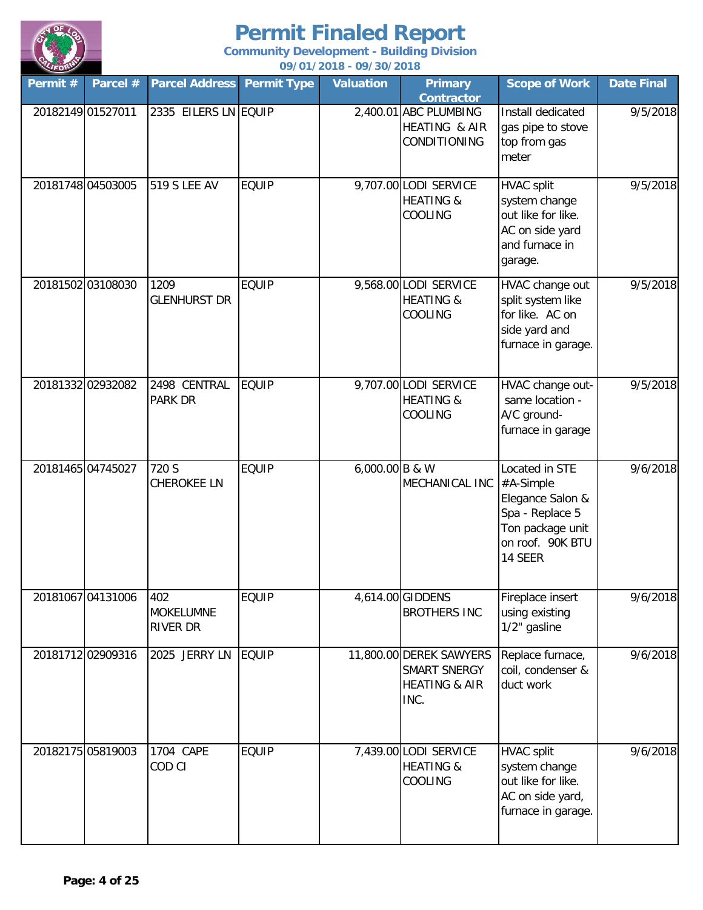# Permit Finaled Report

**Community Development - Building Division**

**09/01/2018 - 09/30/2018**

| Permit # | Parcel # | Parcel Address | Permit Type | Valuation | Primary Contractor | Scope of Work | Date Final |
|---|---|---|---|---|---|---|---|
| 20182149 | 01527011 | 2335 EILERS LN | EQUIP | 2,400.01 | ABC PLUMBING HEATING & AIR CONDITIONING | Install dedicated gas pipe to stove top from gas meter | 9/5/2018 |
| 20181748 | 04503005 | 519 S LEE AV | EQUIP | 9,707.00 | LODI SERVICE HEATING & COOLING | HVAC split system change out like for like. AC on side yard and furnace in garage. | 9/5/2018 |
| 20181502 | 03108030 | 1209 GLENHURST DR | EQUIP | 9,568.00 | LODI SERVICE HEATING & COOLING | HVAC change out split system like for like. AC on side yard and furnace in garage. | 9/5/2018 |
| 20181332 | 02932082 | 2498 CENTRAL PARK DR | EQUIP | 9,707.00 | LODI SERVICE HEATING & COOLING | HVAC change out- same location - A/C ground- furnace in garage | 9/5/2018 |
| 20181465 | 04745027 | 720 S CHEROKEE LN | EQUIP | 6,000.00 | B & W MECHANICAL INC | Located in STE #A-Simple Elegance Salon & Spa - Replace 5 Ton package unit on roof. 90K BTU 14 SEER | 9/6/2018 |
| 20181067 | 04131006 | 402 MOKELUMNE RIVER DR | EQUIP | 4,614.00 | GIDDENS BROTHERS INC | Fireplace insert using existing 1/2" gasline | 9/6/2018 |
| 20181712 | 02909316 | 2025 JERRY LN | EQUIP | 11,800.00 | DEREK SAWYERS SMART SNERGY HEATING & AIR INC. | Replace furnace, coil, condenser & duct work | 9/6/2018 |
| 20182175 | 05819003 | 1704 CAPE COD CI | EQUIP | 7,439.00 | LODI SERVICE HEATING & COOLING | HVAC split system change out like for like. AC on side yard, furnace in garage. | 9/6/2018 |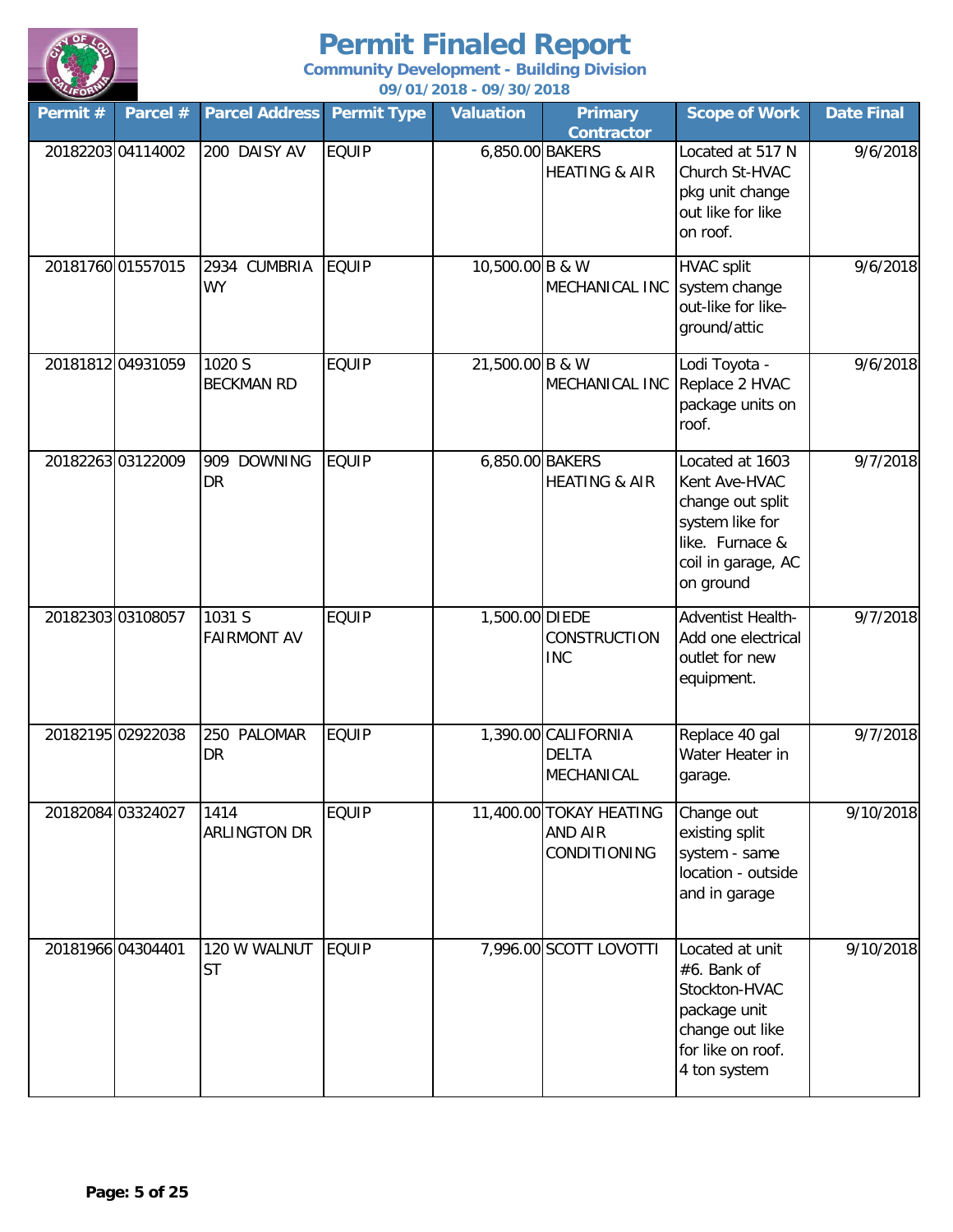# Permit Finaled Report

**Community Development - Building Division**

**09/01/2018 - 09/30/2018**

| Permit # | Parcel # | Parcel Address | Permit Type | Valuation | Primary Contractor | Scope of Work | Date Final |
|---|---|---|---|---|---|---|---|
| 20182203 | 04114002 | 200 DAISY AV | EQUIP | 6,850.00 | BAKERS HEATING & AIR | Located at 517 N Church St-HVAC pkg unit change out like for like on roof. | 9/6/2018 |
| 20181760 | 01557015 | 2934 CUMBRIA WY | EQUIP | 10,500.00 | B & W MECHANICAL INC | HVAC split system change out-like for like-ground/attic | 9/6/2018 |
| 20181812 | 04931059 | 1020 S BECKMAN RD | EQUIP | 21,500.00 | B & W MECHANICAL INC | Lodi Toyota - Replace 2 HVAC package units on roof. | 9/6/2018 |
| 20182263 | 03122009 | 909 DOWNING DR | EQUIP | 6,850.00 | BAKERS HEATING & AIR | Located at 1603 Kent Ave-HVAC change out split system like for like. Furnace & coil in garage, AC on ground | 9/7/2018 |
| 20182303 | 03108057 | 1031 S FAIRMONT AV | EQUIP | 1,500.00 | DIEDE CONSTRUCTION INC | Adventist Health- Add one electrical outlet for new equipment. | 9/7/2018 |
| 20182195 | 02922038 | 250 PALOMAR DR | EQUIP | 1,390.00 | CALIFORNIA DELTA MECHANICAL | Replace 40 gal Water Heater in garage. | 9/7/2018 |
| 20182084 | 03324027 | 1414 ARLINGTON DR | EQUIP | 11,400.00 | TOKAY HEATING AND AIR CONDITIONING | Change out existing split system - same location - outside and in garage | 9/10/2018 |
| 20181966 | 04304401 | 120 W WALNUT ST | EQUIP | 7,996.00 | SCOTT LOVOTTI | Located at unit #6. Bank of Stockton-HVAC package unit change out like for like on roof. 4 ton system | 9/10/2018 |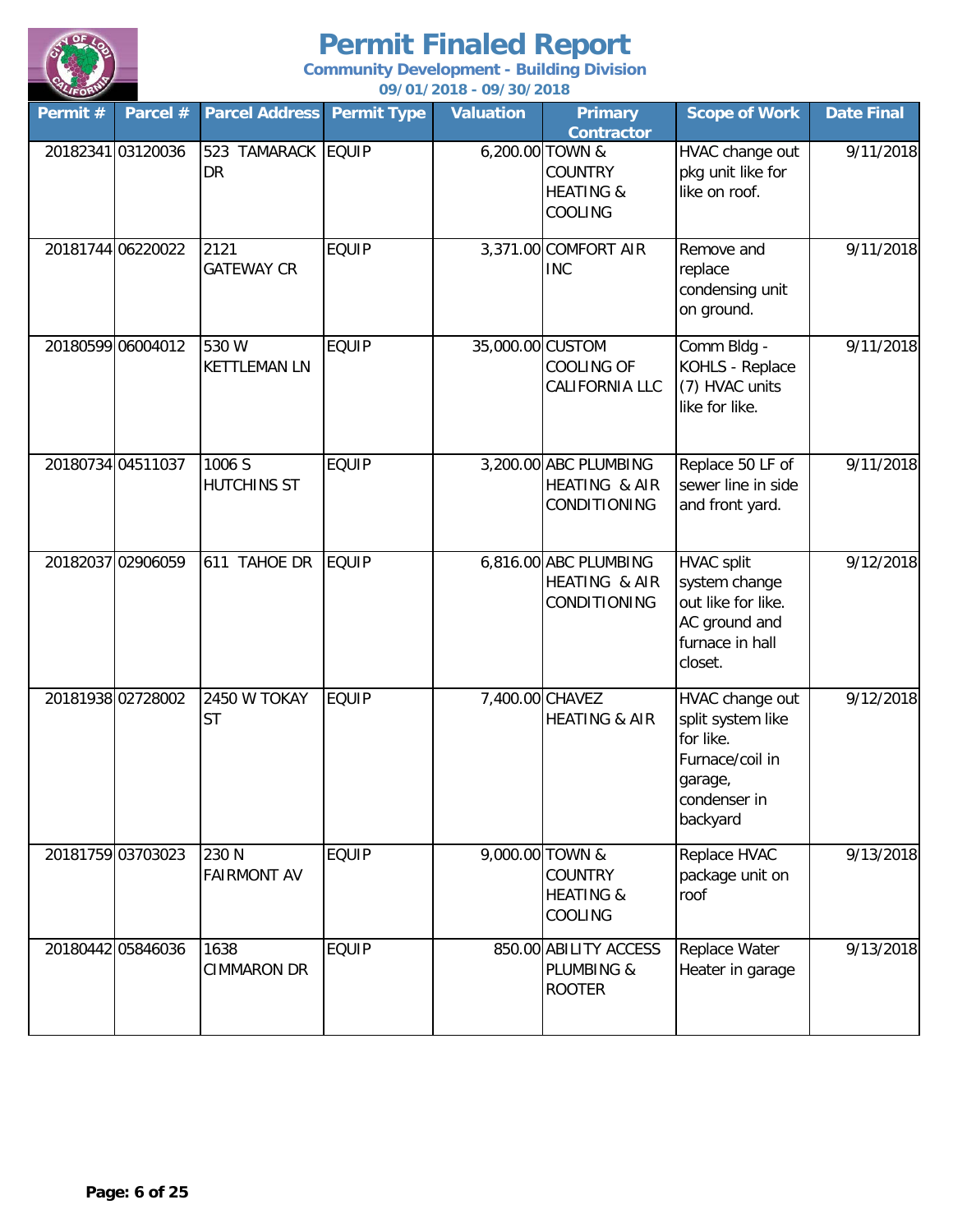# Permit Finaled Report

**Community Development - Building Division**

**09/01/2018 - 09/30/2018**

| Permit # | Parcel # | Parcel Address | Permit Type | Valuation | Primary Contractor | Scope of Work | Date Final |
|---|---|---|---|---|---|---|---|
| 20182341 | 03120036 | 523 TAMARACK DR | EQUIP | 6,200.00 | TOWN & COUNTRY HEATING & COOLING | HVAC change out pkg unit like for like on roof. | 9/11/2018 |
| 20181744 | 06220022 | 2121 GATEWAY CR | EQUIP | 3,371.00 | COMFORT AIR INC | Remove and replace condensing unit on ground. | 9/11/2018 |
| 20180599 | 06004012 | 530 W KETTLEMAN LN | EQUIP | 35,000.00 | CUSTOM COOLING OF CALIFORNIA LLC | Comm Bldg - KOHLS - Replace (7) HVAC units like for like. | 9/11/2018 |
| 20180734 | 04511037 | 1006 S HUTCHINS ST | EQUIP | 3,200.00 | ABC PLUMBING HEATING & AIR CONDITIONING | Replace 50 LF of sewer line in side and front yard. | 9/11/2018 |
| 20182037 | 02906059 | 611 TAHOE DR | EQUIP | 6,816.00 | ABC PLUMBING HEATING & AIR CONDITIONING | HVAC split system change out like for like. AC ground and furnace in hall closet. | 9/12/2018 |
| 20181938 | 02728002 | 2450 W TOKAY ST | EQUIP | 7,400.00 | CHAVEZ HEATING & AIR | HVAC change out split system like for like. Furnace/coil in garage, condenser in backyard | 9/12/2018 |
| 20181759 | 03703023 | 230 N FAIRMONT AV | EQUIP | 9,000.00 | TOWN & COUNTRY HEATING & COOLING | Replace HVAC package unit on roof | 9/13/2018 |
| 20180442 | 05846036 | 1638 CIMMARON DR | EQUIP | 850.00 | ABILITY ACCESS PLUMBING & ROOTER | Replace Water Heater in garage | 9/13/2018 |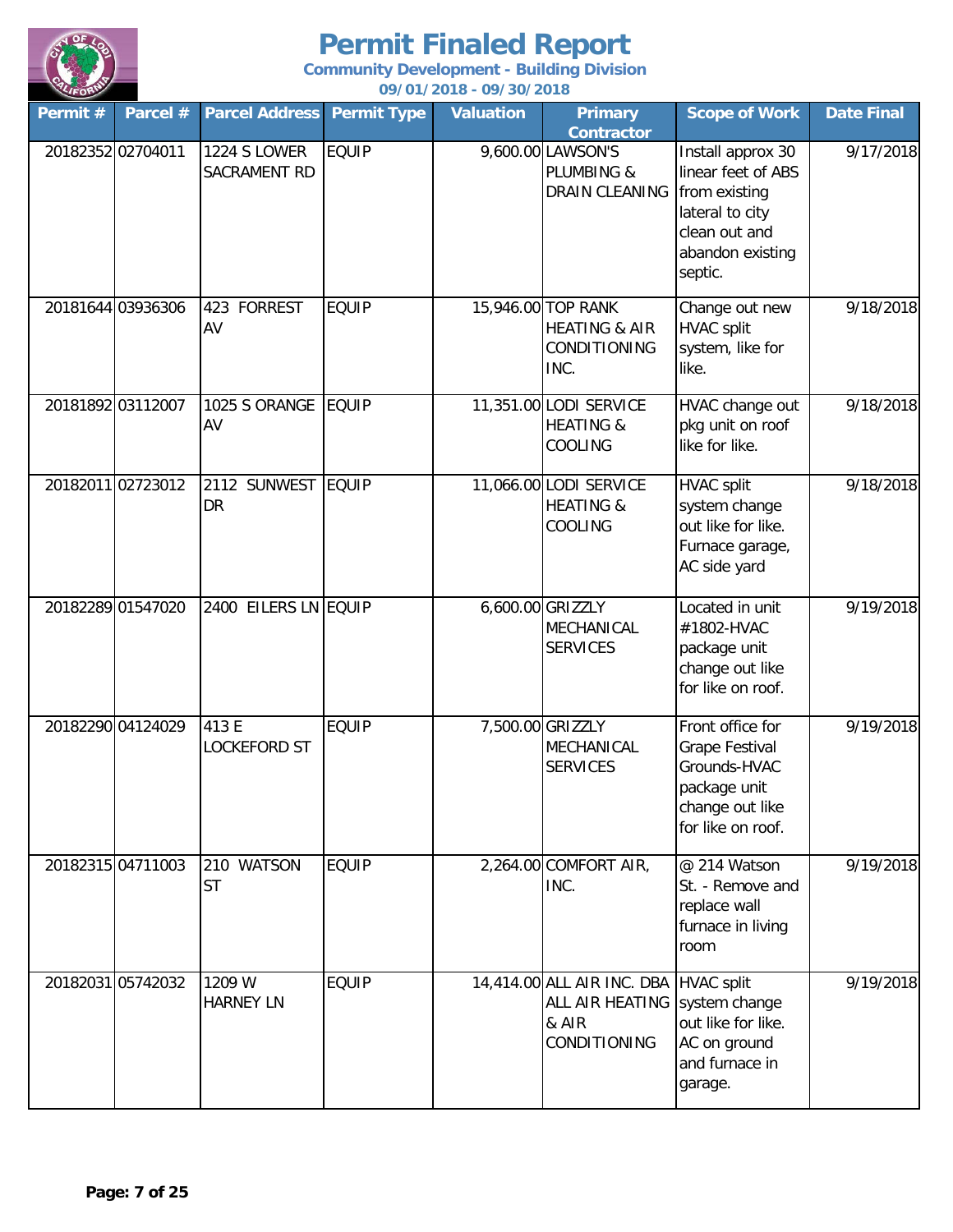# Permit Finaled Report

**Community Development - Building Division**

**09/01/2018 - 09/30/2018**

| Permit # | Parcel # | Parcel Address | Permit Type | Valuation | Primary Contractor | Scope of Work | Date Final |
|---|---|---|---|---|---|---|---|
| 20182352 | 02704011 | 1224 S LOWER SACRAMENT RD | EQUIP | 9,600.00 | LAWSON'S PLUMBING & DRAIN CLEANING | Install approx 30 linear feet of ABS from existing lateral to city clean out and abandon existing septic. | 9/17/2018 |
| 20181644 | 03936306 | 423 FORREST AV | EQUIP | 15,946.00 | TOP RANK HEATING & AIR CONDITIONING INC. | Change out new HVAC split system, like for like. | 9/18/2018 |
| 20181892 | 03112007 | 1025 S ORANGE AV | EQUIP | 11,351.00 | LODI SERVICE HEATING & COOLING | HVAC change out pkg unit on roof like for like. | 9/18/2018 |
| 20182011 | 02723012 | 2112 SUNWEST DR | EQUIP | 11,066.00 | LODI SERVICE HEATING & COOLING | HVAC split system change out like for like. Furnace garage, AC side yard | 9/18/2018 |
| 20182289 | 01547020 | 2400 EILERS LN | EQUIP | 6,600.00 | GRIZZLY MECHANICAL SERVICES | Located in unit #1802-HVAC package unit change out like for like on roof. | 9/19/2018 |
| 20182290 | 04124029 | 413 E LOCKEFORD ST | EQUIP | 7,500.00 | GRIZZLY MECHANICAL SERVICES | Front office for Grape Festival Grounds-HVAC package unit change out like for like on roof. | 9/19/2018 |
| 20182315 | 04711003 | 210 WATSON ST | EQUIP | 2,264.00 | COMFORT AIR, INC. | @ 214 Watson St. - Remove and replace wall furnace in living room | 9/19/2018 |
| 20182031 | 05742032 | 1209 W HARNEY LN | EQUIP | 14,414.00 | ALL AIR INC. DBA ALL AIR HEATING & AIR CONDITIONING | HVAC split system change out like for like. AC on ground and furnace in garage. | 9/19/2018 |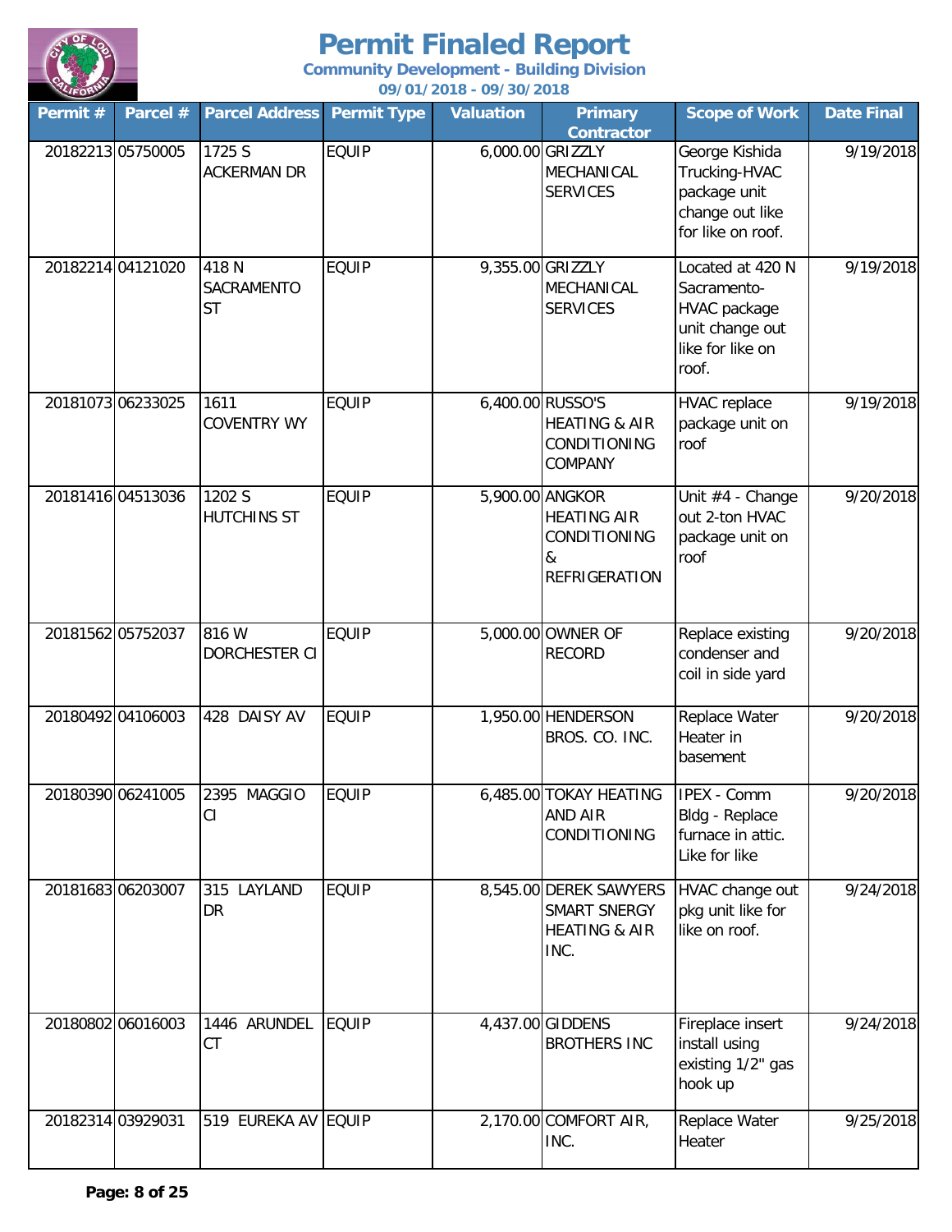# Permit Finaled Report

**Community Development - Building Division**

**09/01/2018 - 09/30/2018**

| Permit # | Parcel # | Parcel Address | Permit Type | Valuation | Primary Contractor | Scope of Work | Date Final |
|---|---|---|---|---|---|---|---|
| 20182213 | 05750005 | 1725 S ACKERMAN DR | EQUIP | 6,000.00 | GRIZZLY MECHANICAL SERVICES | George Kishida Trucking-HVAC package unit change out like for like on roof. | 9/19/2018 |
| 20182214 | 04121020 | 418 N SACRAMENTO ST | EQUIP | 9,355.00 | GRIZZLY MECHANICAL SERVICES | Located at 420 N Sacramento- HVAC package unit change out like for like on roof. | 9/19/2018 |
| 20181073 | 06233025 | 1611 COVENTRY WY | EQUIP | 6,400.00 | RUSSO'S HEATING & AIR CONDITIONING COMPANY | HVAC replace package unit on roof | 9/19/2018 |
| 20181416 | 04513036 | 1202 S HUTCHINS ST | EQUIP | 5,900.00 | ANGKOR HEATING AIR CONDITIONING & REFRIGERATION | Unit #4 - Change out 2-ton HVAC package unit on roof | 9/20/2018 |
| 20181562 | 05752037 | 816 W DORCHESTER CI | EQUIP | 5,000.00 | OWNER OF RECORD | Replace existing condenser and coil in side yard | 9/20/2018 |
| 20180492 | 04106003 | 428 DAISY AV | EQUIP | 1,950.00 | HENDERSON BROS. CO. INC. | Replace Water Heater in basement | 9/20/2018 |
| 20180390 | 06241005 | 2395 MAGGIO CI | EQUIP | 6,485.00 | TOKAY HEATING AND AIR CONDITIONING | IPEX - Comm Bldg - Replace furnace in attic. Like for like | 9/20/2018 |
| 20181683 | 06203007 | 315 LAYLAND DR | EQUIP | 8,545.00 | DEREK SAWYERS SMART SNERGY HEATING & AIR INC. | HVAC change out pkg unit like for like on roof. | 9/24/2018 |
| 20180802 | 06016003 | 1446 ARUNDEL CT | EQUIP | 4,437.00 | GIDDENS BROTHERS INC | Fireplace insert install using existing 1/2" gas hook up | 9/24/2018 |
| 20182314 | 03929031 | 519 EUREKA AV | EQUIP | 2,170.00 | COMFORT AIR, INC. | Replace Water Heater | 9/25/2018 |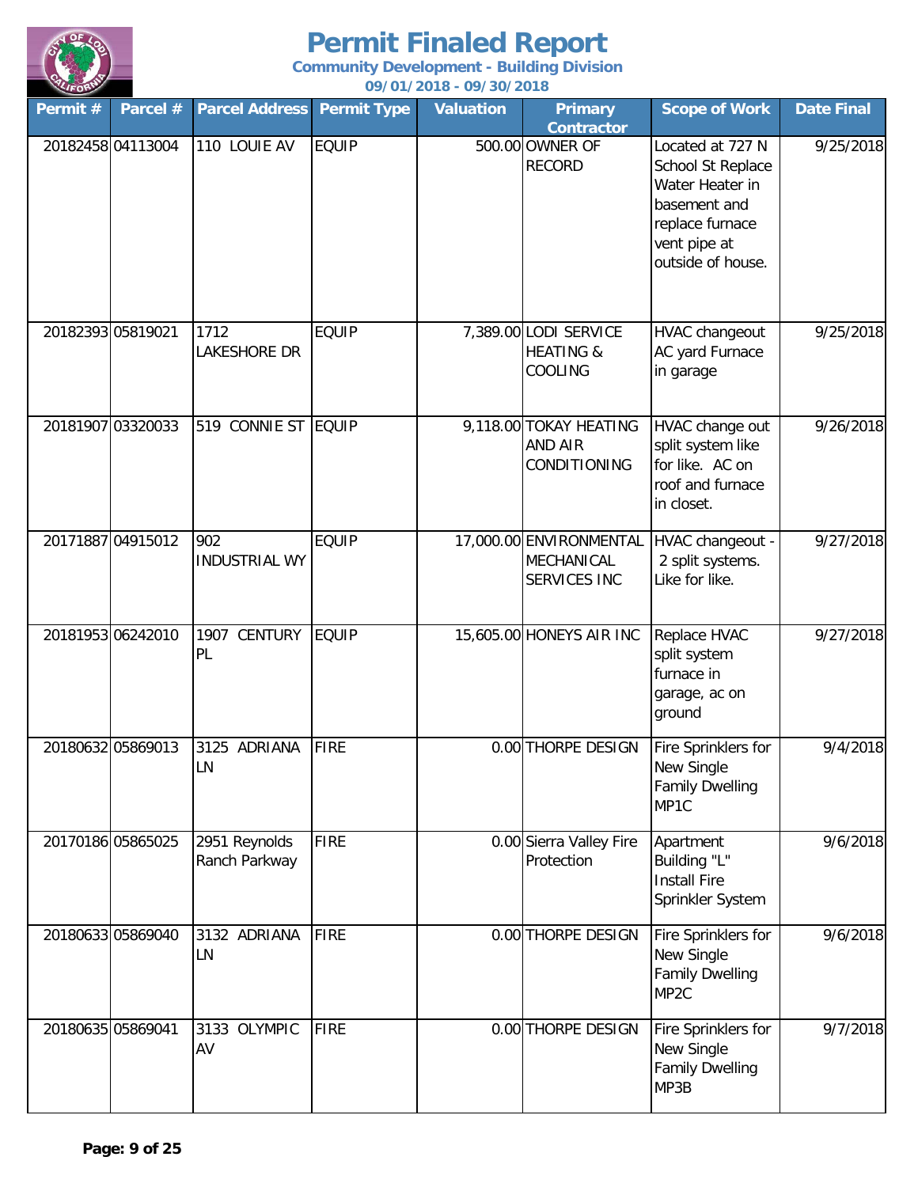# Permit Finaled Report

**Community Development - Building Division**

**09/01/2018 - 09/30/2018**

| Permit # | Parcel # | Parcel Address | Permit Type | Valuation | Primary Contractor | Scope of Work | Date Final |
|---|---|---|---|---|---|---|---|
| 20182458 | 04113004 | 110 LOUIE AV | EQUIP | 500.00 | OWNER OF RECORD | Located at 727 N School St Replace Water Heater in basement and replace furnace vent pipe at outside of house. | 9/25/2018 |
| 20182393 | 05819021 | 1712 LAKESHORE DR | EQUIP | 7,389.00 | LODI SERVICE HEATING & COOLING | HVAC changeout AC yard Furnace in garage | 9/25/2018 |
| 20181907 | 03320033 | 519 CONNIE ST | EQUIP | 9,118.00 | TOKAY HEATING AND AIR CONDITIONING | HVAC change out split system like for like. AC on roof and furnace in closet. | 9/26/2018 |
| 20171887 | 04915012 | 902 INDUSTRIAL WY | EQUIP | 17,000.00 | ENVIRONMENTAL MECHANICAL SERVICES INC | HVAC changeout - 2 split systems. Like for like. | 9/27/2018 |
| 20181953 | 06242010 | 1907 CENTURY PL | EQUIP | 15,605.00 | HONEYS AIR INC | Replace HVAC split system furnace in garage, ac on ground | 9/27/2018 |
| 20180632 | 05869013 | 3125 ADRIANA LN | FIRE | 0.00 | THORPE DESIGN | Fire Sprinklers for New Single Family Dwelling MP1C | 9/4/2018 |
| 20170186 | 05865025 | 2951 Reynolds Ranch Parkway | FIRE | 0.00 | Sierra Valley Fire Protection | Apartment Building "L" Install Fire Sprinkler System | 9/6/2018 |
| 20180633 | 05869040 | 3132 ADRIANA LN | FIRE | 0.00 | THORPE DESIGN | Fire Sprinklers for New Single Family Dwelling MP2C | 9/6/2018 |
| 20180635 | 05869041 | 3133 OLYMPIC AV | FIRE | 0.00 | THORPE DESIGN | Fire Sprinklers for New Single Family Dwelling MP3B | 9/7/2018 |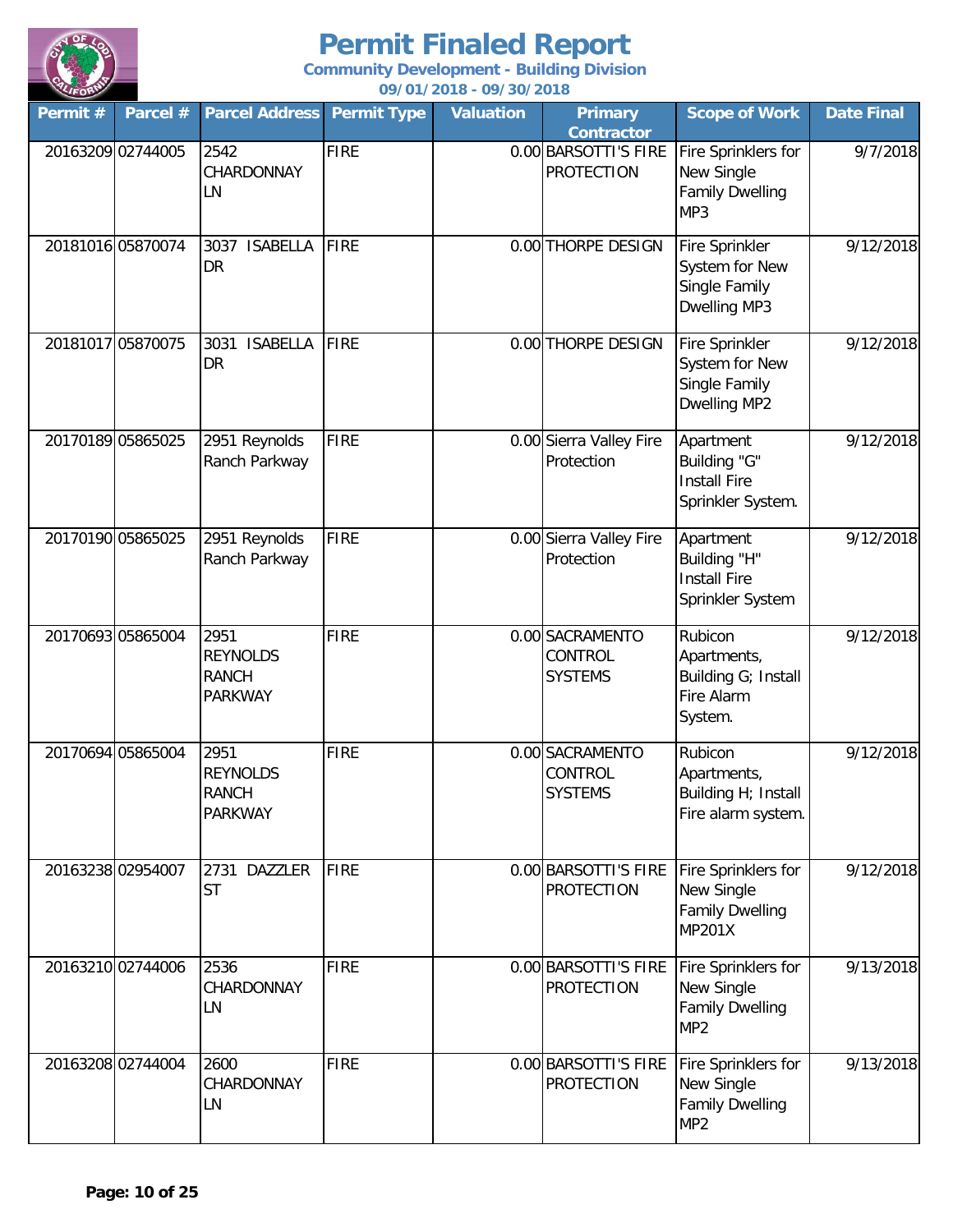# Permit Finaled Report

**Community Development - Building Division**

**09/01/2018 - 09/30/2018**

| Permit # | Parcel # | Parcel Address | Permit Type | Valuation | Primary Contractor | Scope of Work | Date Final |
|---|---|---|---|---|---|---|---|
| 20163209 | 02744005 | 2542 CHARDONNAY LN | FIRE | 0.00 | BARSOTTI'S FIRE PROTECTION | Fire Sprinklers for New Single Family Dwelling MP3 | 9/7/2018 |
| 20181016 | 05870074 | 3037 ISABELLA DR | FIRE | 0.00 | THORPE DESIGN | Fire Sprinkler System for New Single Family Dwelling MP3 | 9/12/2018 |
| 20181017 | 05870075 | 3031 ISABELLA DR | FIRE | 0.00 | THORPE DESIGN | Fire Sprinkler System for New Single Family Dwelling MP2 | 9/12/2018 |
| 20170189 | 05865025 | 2951 Reynolds Ranch Parkway | FIRE | 0.00 | Sierra Valley Fire Protection | Apartment Building "G" Install Fire Sprinkler System. | 9/12/2018 |
| 20170190 | 05865025 | 2951 Reynolds Ranch Parkway | FIRE | 0.00 | Sierra Valley Fire Protection | Apartment Building "H" Install Fire Sprinkler System | 9/12/2018 |
| 20170693 | 05865004 | 2951 REYNOLDS RANCH PARKWAY | FIRE | 0.00 | SACRAMENTO CONTROL SYSTEMS | Rubicon Apartments, Building G; Install Fire Alarm System. | 9/12/2018 |
| 20170694 | 05865004 | 2951 REYNOLDS RANCH PARKWAY | FIRE | 0.00 | SACRAMENTO CONTROL SYSTEMS | Rubicon Apartments, Building H; Install Fire alarm system. | 9/12/2018 |
| 20163238 | 02954007 | 2731 DAZZLER ST | FIRE | 0.00 | BARSOTTI'S FIRE PROTECTION | Fire Sprinklers for New Single Family Dwelling MP201X | 9/12/2018 |
| 20163210 | 02744006 | 2536 CHARDONNAY LN | FIRE | 0.00 | BARSOTTI'S FIRE PROTECTION | Fire Sprinklers for New Single Family Dwelling MP2 | 9/13/2018 |
| 20163208 | 02744004 | 2600 CHARDONNAY LN | FIRE | 0.00 | BARSOTTI'S FIRE PROTECTION | Fire Sprinklers for New Single Family Dwelling MP2 | 9/13/2018 |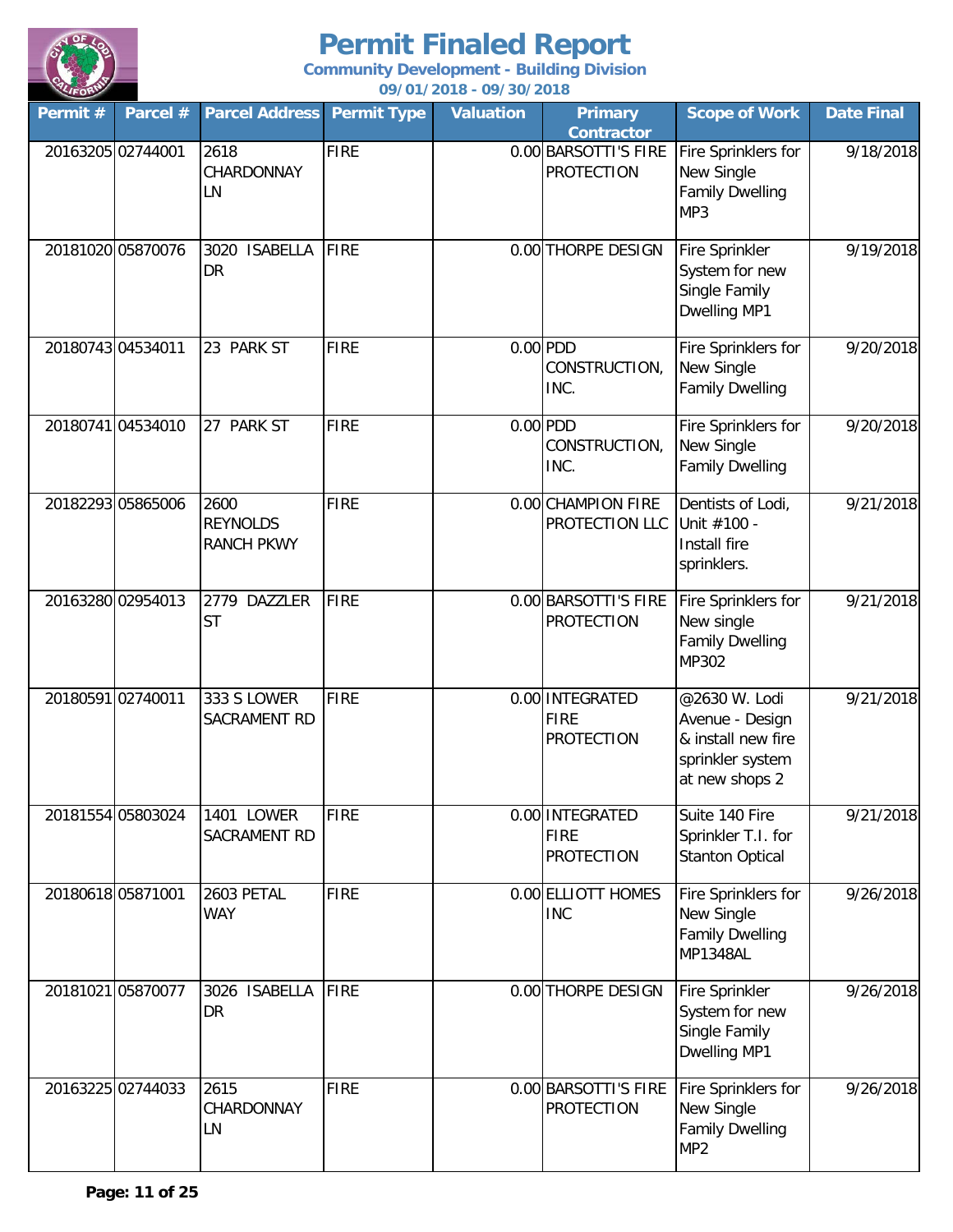# Permit Finaled Report

**Community Development - Building Division**

**09/01/2018 - 09/30/2018**

| Permit # | Parcel # | Parcel Address | Permit Type | Valuation | Primary Contractor | Scope of Work | Date Final |
|---|---|---|---|---|---|---|---|
| 20163205 | 02744001 | 2618 CHARDONNAY LN | FIRE | 0.00 | BARSOTTI'S FIRE PROTECTION | Fire Sprinklers for New Single Family Dwelling MP3 | 9/18/2018 |
| 20181020 | 05870076 | 3020 ISABELLA DR | FIRE | 0.00 | THORPE DESIGN | Fire Sprinkler System for new Single Family Dwelling MP1 | 9/19/2018 |
| 20180743 | 04534011 | 23 PARK ST | FIRE | 0.00 | PDD CONSTRUCTION, INC. | Fire Sprinklers for New Single Family Dwelling | 9/20/2018 |
| 20180741 | 04534010 | 27 PARK ST | FIRE | 0.00 | PDD CONSTRUCTION, INC. | Fire Sprinklers for New Single Family Dwelling | 9/20/2018 |
| 20182293 | 05865006 | 2600 REYNOLDS RANCH PKWY | FIRE | 0.00 | CHAMPION FIRE PROTECTION LLC | Dentists of Lodi, Unit #100 - Install fire sprinklers. | 9/21/2018 |
| 20163280 | 02954013 | 2779 DAZZLER ST | FIRE | 0.00 | BARSOTTI'S FIRE PROTECTION | Fire Sprinklers for New single Family Dwelling MP302 | 9/21/2018 |
| 20180591 | 02740011 | 333 S LOWER SACRAMENT RD | FIRE | 0.00 | INTEGRATED FIRE PROTECTION | @2630 W. Lodi Avenue - Design & install new fire sprinkler system at new shops 2 | 9/21/2018 |
| 20181554 | 05803024 | 1401 LOWER SACRAMENT RD | FIRE | 0.00 | INTEGRATED FIRE PROTECTION | Suite 140 Fire Sprinkler T.I. for Stanton Optical | 9/21/2018 |
| 20180618 | 05871001 | 2603 PETAL WAY | FIRE | 0.00 | ELLIOTT HOMES INC | Fire Sprinklers for New Single Family Dwelling MP1348AL | 9/26/2018 |
| 20181021 | 05870077 | 3026 ISABELLA DR | FIRE | 0.00 | THORPE DESIGN | Fire Sprinkler System for new Single Family Dwelling MP1 | 9/26/2018 |
| 20163225 | 02744033 | 2615 CHARDONNAY LN | FIRE | 0.00 | BARSOTTI'S FIRE PROTECTION | Fire Sprinklers for New Single Family Dwelling MP2 | 9/26/2018 |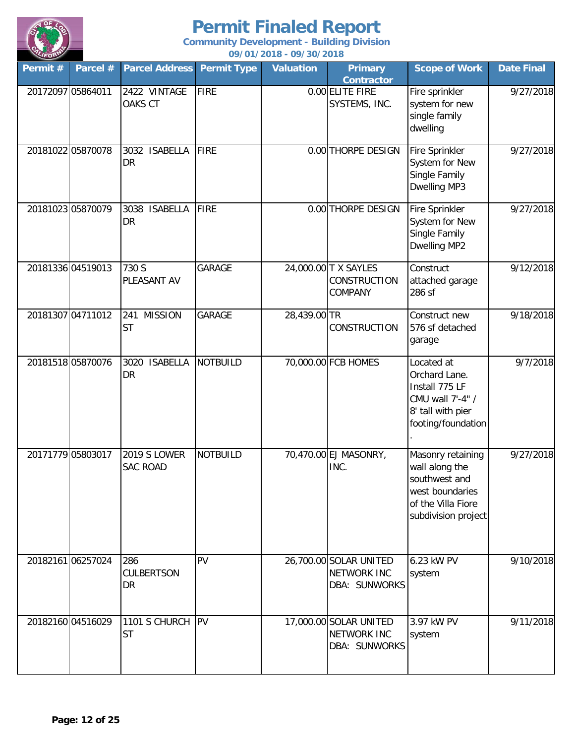# Permit Finaled Report

**Community Development - Building Division**

**09/01/2018 - 09/30/2018**

| Permit # | Parcel # | Parcel Address | Permit Type | Valuation | Primary Contractor | Scope of Work | Date Final |
|---|---|---|---|---|---|---|---|
| 20172097 | 05864011 | 2422 VINTAGE OAKS CT | FIRE | 0.00 | ELITE FIRE SYSTEMS, INC. | Fire sprinkler system for new single family dwelling | 9/27/2018 |
| 20181022 | 05870078 | 3032 ISABELLA DR | FIRE | 0.00 | THORPE DESIGN | Fire Sprinkler System for New Single Family Dwelling MP3 | 9/27/2018 |
| 20181023 | 05870079 | 3038 ISABELLA DR | FIRE | 0.00 | THORPE DESIGN | Fire Sprinkler System for New Single Family Dwelling MP2 | 9/27/2018 |
| 20181336 | 04519013 | 730 S PLEASANT AV | GARAGE | 24,000.00 | T X SAYLES CONSTRUCTION COMPANY | Construct attached garage 286 sf | 9/12/2018 |
| 20181307 | 04711012 | 241 MISSION ST | GARAGE | 28,439.00 | TR CONSTRUCTION | Construct new 576 sf detached garage | 9/18/2018 |
| 20181518 | 05870076 | 3020 ISABELLA DR | NOTBUILD | 70,000.00 | FCB HOMES | Located at Orchard Lane. Install 775 LF CMU wall 7'-4" / 8' tall with pier footing/foundation . | 9/7/2018 |
| 20171779 | 05803017 | 2019 S LOWER SAC ROAD | NOTBUILD | 70,470.00 | EJ MASONRY, INC. | Masonry retaining wall along the southwest and west boundaries of the Villa Fiore subdivision project | 9/27/2018 |
| 20182161 | 06257024 | 286 CULBERTSON DR | PV | 26,700.00 | SOLAR UNITED NETWORK INC DBA: SUNWORKS | 6.23 kW PV system | 9/10/2018 |
| 20182160 | 04516029 | 1101 S CHURCH ST | PV | 17,000.00 | SOLAR UNITED NETWORK INC DBA: SUNWORKS | 3.97 kW PV system | 9/11/2018 |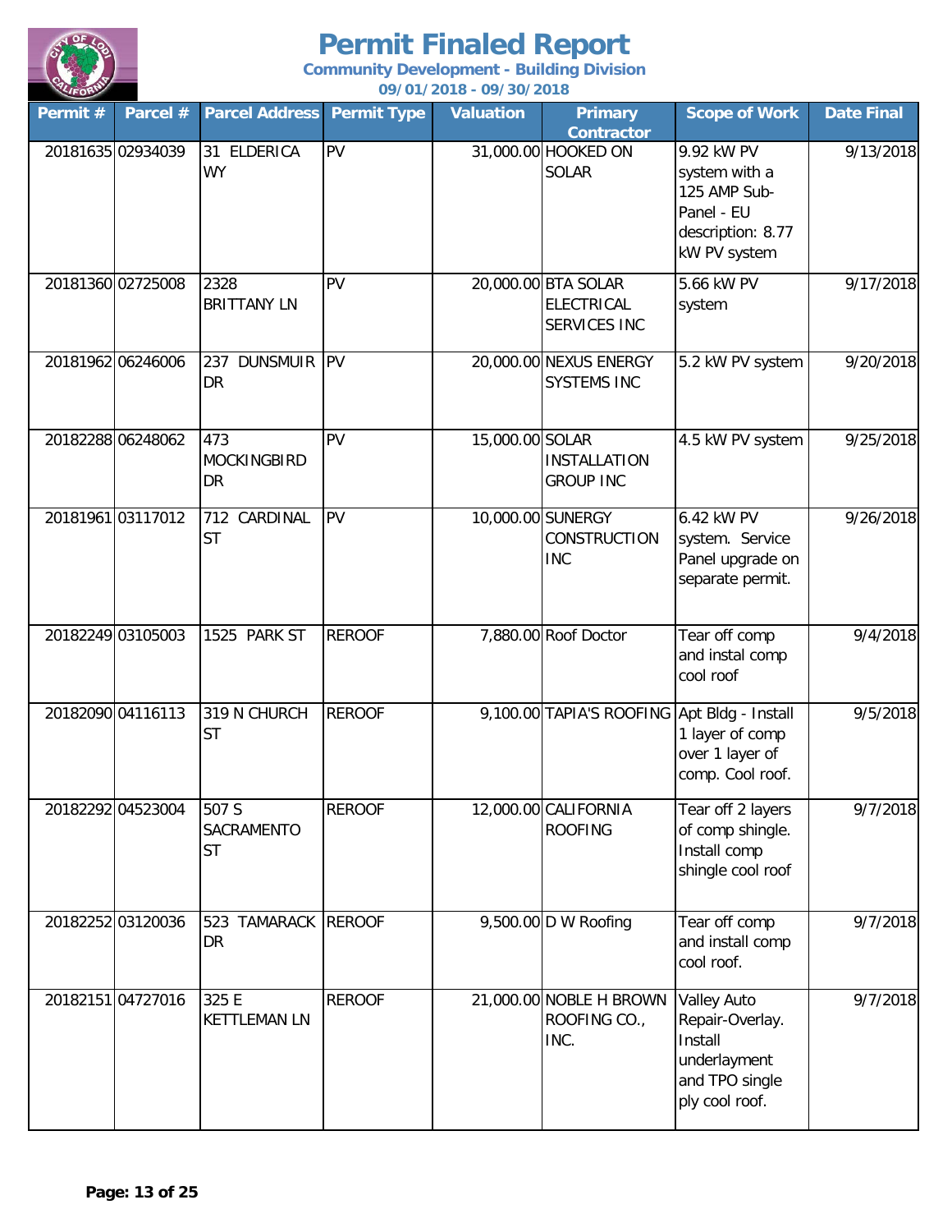# Permit Finaled Report

**Community Development - Building Division**

**09/01/2018 - 09/30/2018**

| Permit # | Parcel # | Parcel Address | Permit Type | Valuation | Primary Contractor | Scope of Work | Date Final |
|---|---|---|---|---|---|---|---|
| 20181635 | 02934039 | 31 ELDERICA WY | PV | 31,000.00 | HOOKED ON SOLAR | 9.92 kW PV system with a 125 AMP Sub-Panel - EU description: 8.77 kW PV system | 9/13/2018 |
| 20181360 | 02725008 | 2328 BRITTANY LN | PV | 20,000.00 | BTA SOLAR ELECTRICAL SERVICES INC | 5.66 kW PV system | 9/17/2018 |
| 20181962 | 06246006 | 237 DUNSMUIR DR | PV | 20,000.00 | NEXUS ENERGY SYSTEMS INC | 5.2 kW PV system | 9/20/2018 |
| 20182288 | 06248062 | 473 MOCKINGBIRD DR | PV | 15,000.00 | SOLAR INSTALLATION GROUP INC | 4.5 kW PV system | 9/25/2018 |
| 20181961 | 03117012 | 712 CARDINAL ST | PV | 10,000.00 | SUNERGY CONSTRUCTION INC | 6.42 kW PV system. Service Panel upgrade on separate permit. | 9/26/2018 |
| 20182249 | 03105003 | 1525 PARK ST | REROOF | 7,880.00 | Roof Doctor | Tear off comp and instal comp cool roof | 9/4/2018 |
| 20182090 | 04116113 | 319 N CHURCH ST | REROOF | 9,100.00 | TAPIA'S ROOFING | Apt Bldg - Install 1 layer of comp over 1 layer of comp. Cool roof. | 9/5/2018 |
| 20182292 | 04523004 | 507 S SACRAMENTO ST | REROOF | 12,000.00 | CALIFORNIA ROOFING | Tear off 2 layers of comp shingle. Install comp shingle cool roof | 9/7/2018 |
| 20182252 | 03120036 | 523 TAMARACK DR | REROOF | 9,500.00 | D W Roofing | Tear off comp and install comp cool roof. | 9/7/2018 |
| 20182151 | 04727016 | 325 E KETTLEMAN LN | REROOF | 21,000.00 | NOBLE H BROWN ROOFING CO., INC. | Valley Auto Repair-Overlay. Install underlayment and TPO single ply cool roof. | 9/7/2018 |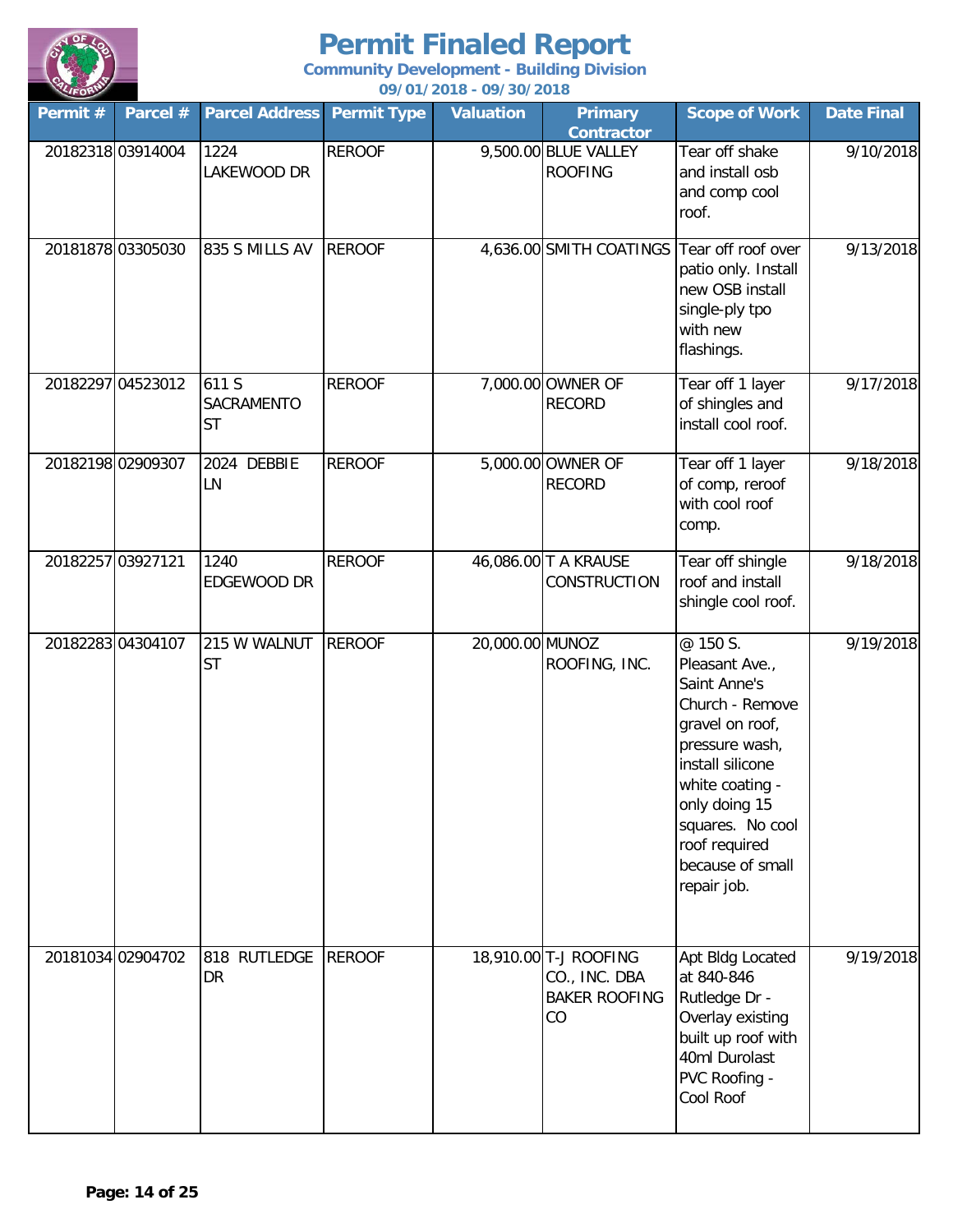# Permit Finaled Report

**Community Development - Building Division**

**09/01/2018 - 09/30/2018**

| Permit # | Parcel # | Parcel Address | Permit Type | Valuation | Primary Contractor | Scope of Work | Date Final |
|---|---|---|---|---|---|---|---|
| 20182318 | 03914004 | 1224 LAKEWOOD DR | REROOF | 9,500.00 | BLUE VALLEY ROOFING | Tear off shake and install osb and comp cool roof. | 9/10/2018 |
| 20181878 | 03305030 | 835 S MILLS AV | REROOF | 4,636.00 | SMITH COATINGS | Tear off roof over patio only. Install new OSB install single-ply tpo with new flashings. | 9/13/2018 |
| 20182297 | 04523012 | 611 S SACRAMENTO ST | REROOF | 7,000.00 | OWNER OF RECORD | Tear off 1 layer of shingles and install cool roof. | 9/17/2018 |
| 20182198 | 02909307 | 2024 DEBBIE LN | REROOF | 5,000.00 | OWNER OF RECORD | Tear off 1 layer of comp, reroof with cool roof comp. | 9/18/2018 |
| 20182257 | 03927121 | 1240 EDGEWOOD DR | REROOF | 46,086.00 | T A KRAUSE CONSTRUCTION | Tear off shingle roof and install shingle cool roof. | 9/18/2018 |
| 20182283 | 04304107 | 215 W WALNUT ST | REROOF | 20,000.00 | MUNOZ ROOFING, INC. | @ 150 S. Pleasant Ave., Saint Anne's Church - Remove gravel on roof, pressure wash, install silicone white coating - only doing 15 squares. No cool roof required because of small repair job. | 9/19/2018 |
| 20181034 | 02904702 | 818 RUTLEDGE DR | REROOF | 18,910.00 | T-J ROOFING CO., INC. DBA BAKER ROOFING CO | Apt Bldg Located at 840-846 Rutledge Dr - Overlay existing built up roof with 40ml Durolast PVC Roofing - Cool Roof | 9/19/2018 |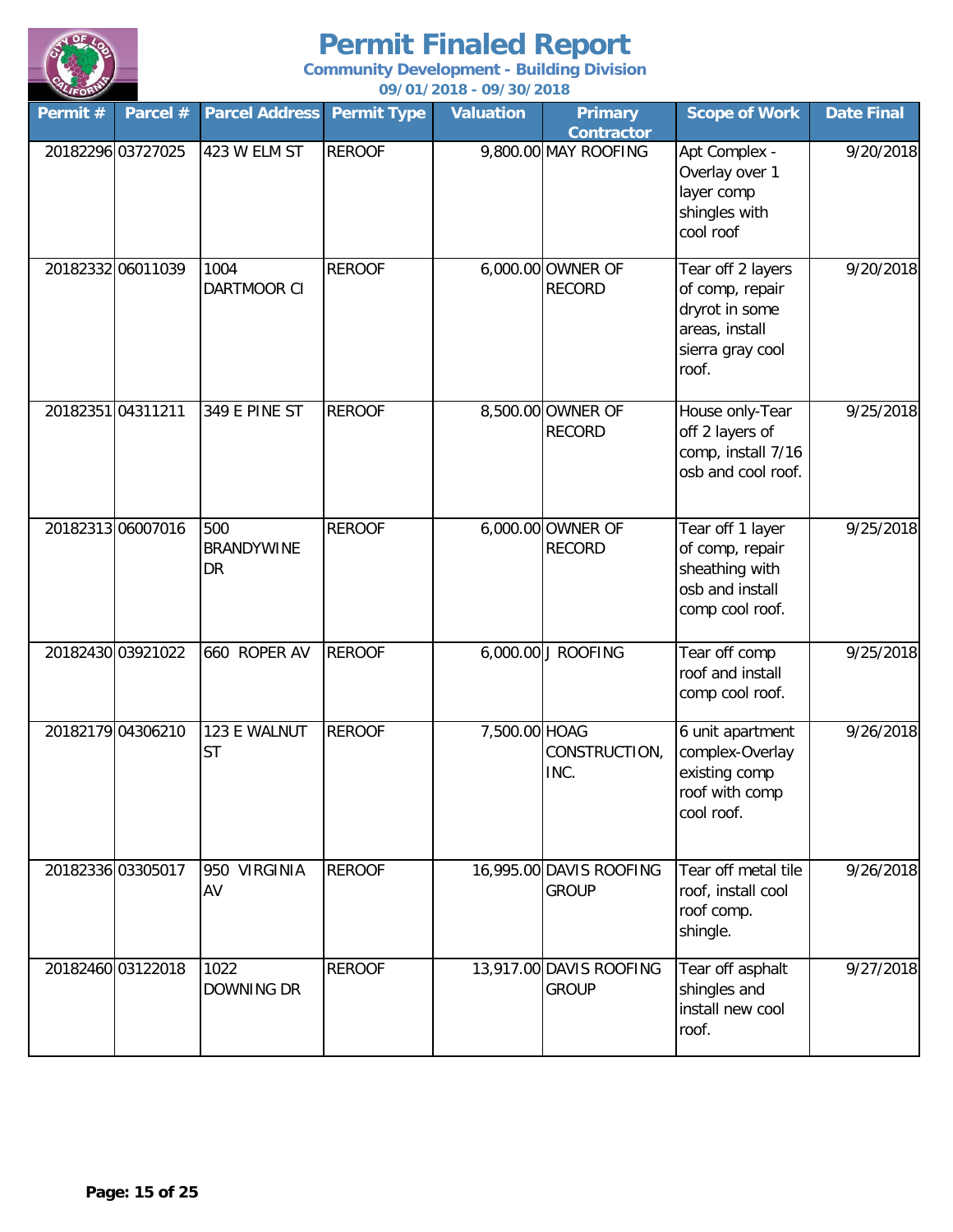# Permit Finaled Report

**Community Development - Building Division**

**09/01/2018 - 09/30/2018**

| Permit # | Parcel # | Parcel Address | Permit Type | Valuation | Primary Contractor | Scope of Work | Date Final |
|---|---|---|---|---|---|---|---|
| 20182296 | 03727025 | 423 W ELM ST | REROOF | 9,800.00 | MAY ROOFING | Apt Complex - Overlay over 1 layer comp shingles with cool roof | 9/20/2018 |
| 20182332 | 06011039 | 1004 DARTMOOR CI | REROOF | 6,000.00 | OWNER OF RECORD | Tear off 2 layers of comp, repair dryrot in some areas, install sierra gray cool roof. | 9/20/2018 |
| 20182351 | 04311211 | 349 E PINE ST | REROOF | 8,500.00 | OWNER OF RECORD | House only-Tear off 2 layers of comp, install 7/16 osb and cool roof. | 9/25/2018 |
| 20182313 | 06007016 | 500 BRANDYWINE DR | REROOF | 6,000.00 | OWNER OF RECORD | Tear off 1 layer of comp, repair sheathing with osb and install comp cool roof. | 9/25/2018 |
| 20182430 | 03921022 | 660 ROPER AV | REROOF | 6,000.00 | J ROOFING | Tear off comp roof and install comp cool roof. | 9/25/2018 |
| 20182179 | 04306210 | 123 E WALNUT ST | REROOF | 7,500.00 | HOAG CONSTRUCTION, INC. | 6 unit apartment complex-Overlay existing comp roof with comp cool roof. | 9/26/2018 |
| 20182336 | 03305017 | 950 VIRGINIA AV | REROOF | 16,995.00 | DAVIS ROOFING GROUP | Tear off metal tile roof, install cool roof comp. shingle. | 9/26/2018 |
| 20182460 | 03122018 | 1022 DOWNING DR | REROOF | 13,917.00 | DAVIS ROOFING GROUP | Tear off asphalt shingles and install new cool roof. | 9/27/2018 |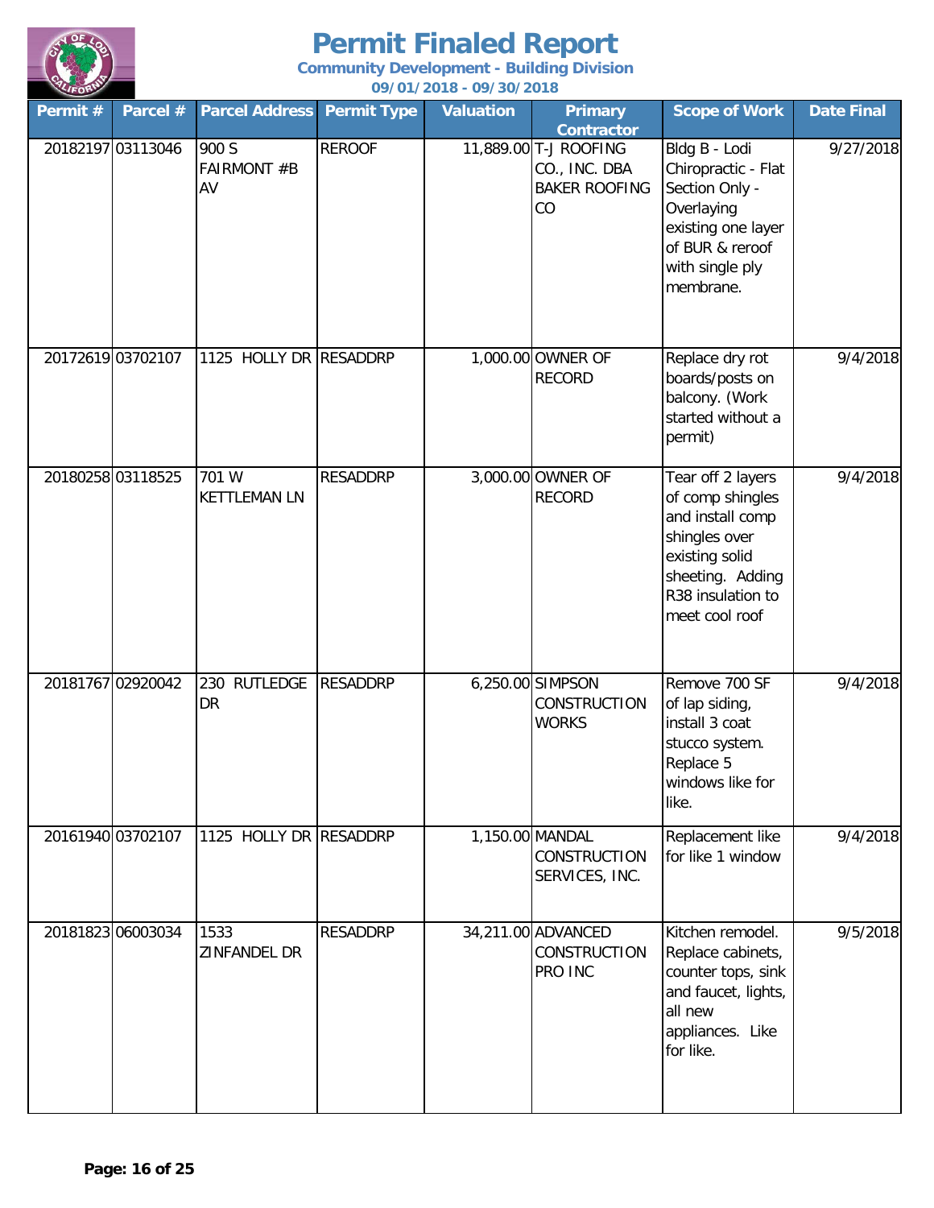# Permit Finaled Report

**Community Development - Building Division**

**09/01/2018 - 09/30/2018**

| Permit # | Parcel # | Parcel Address | Permit Type | Valuation | Primary Contractor | Scope of Work | Date Final |
|---|---|---|---|---|---|---|---|
| 20182197 | 03113046 | 900 S FAIRMONT #B AV | REROOF | 11,889.00 | T-J ROOFING CO., INC. DBA BAKER ROOFING CO | Bldg B - Lodi Chiropractic - Flat Section Only - Overlaying existing one layer of BUR & reroof with single ply membrane. | 9/27/2018 |
| 20172619 | 03702107 | 1125 HOLLY DR | RESADDRP | 1,000.00 | OWNER OF RECORD | Replace dry rot boards/posts on balcony. (Work started without a permit) | 9/4/2018 |
| 20180258 | 03118525 | 701 W KETTLEMAN LN | RESADDRP | 3,000.00 | OWNER OF RECORD | Tear off 2 layers of comp shingles and install comp shingles over existing solid sheeting. Adding R38 insulation to meet cool roof | 9/4/2018 |
| 20181767 | 02920042 | 230 RUTLEDGE DR | RESADDRP | 6,250.00 | SIMPSON CONSTRUCTION WORKS | Remove 700 SF of lap siding, install 3 coat stucco system. Replace 5 windows like for like. | 9/4/2018 |
| 20161940 | 03702107 | 1125 HOLLY DR | RESADDRP | 1,150.00 | MANDAL CONSTRUCTION SERVICES, INC. | Replacement like for like 1 window | 9/4/2018 |
| 20181823 | 06003034 | 1533 ZINFANDEL DR | RESADDRP | 34,211.00 | ADVANCED CONSTRUCTION PRO INC | Kitchen remodel. Replace cabinets, counter tops, sink and faucet, lights, all new appliances. Like for like. | 9/5/2018 |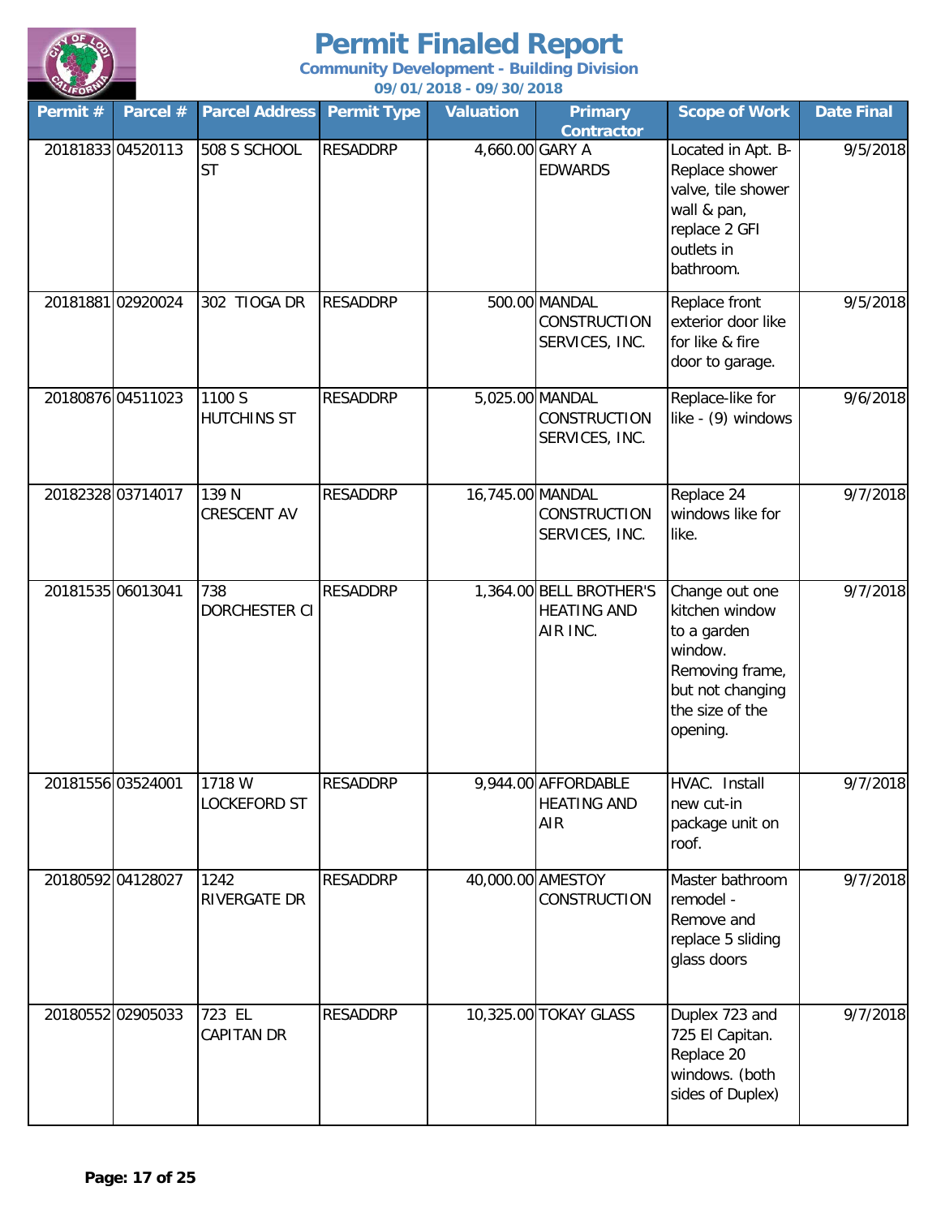# Permit Finaled Report

**Community Development - Building Division**

**09/01/2018 - 09/30/2018**

| Permit # | Parcel # | Parcel Address | Permit Type | Valuation | Primary Contractor | Scope of Work | Date Final |
|---|---|---|---|---|---|---|---|
| 20181833 | 04520113 | 508 S SCHOOL ST | RESADDRP | 4,660.00 | GARY A EDWARDS | Located in Apt. B- Replace shower valve, tile shower wall & pan, replace 2 GFI outlets in bathroom. | 9/5/2018 |
| 20181881 | 02920024 | 302 TIOGA DR | RESADDRP | 500.00 | MANDAL CONSTRUCTION SERVICES, INC. | Replace front exterior door like for like & fire door to garage. | 9/5/2018 |
| 20180876 | 04511023 | 1100 S HUTCHINS ST | RESADDRP | 5,025.00 | MANDAL CONSTRUCTION SERVICES, INC. | Replace-like for like - (9) windows | 9/6/2018 |
| 20182328 | 03714017 | 139 N CRESCENT AV | RESADDRP | 16,745.00 | MANDAL CONSTRUCTION SERVICES, INC. | Replace 24 windows like for like. | 9/7/2018 |
| 20181535 | 06013041 | 738 DORCHESTER CI | RESADDRP | 1,364.00 | BELL BROTHER'S HEATING AND AIR INC. | Change out one kitchen window to a garden window. Removing frame, but not changing the size of the opening. | 9/7/2018 |
| 20181556 | 03524001 | 1718 W LOCKEFORD ST | RESADDRP | 9,944.00 | AFFORDABLE HEATING AND AIR | HVAC. Install new cut-in package unit on roof. | 9/7/2018 |
| 20180592 | 04128027 | 1242 RIVERGATE DR | RESADDRP | 40,000.00 | AMESTOY CONSTRUCTION | Master bathroom remodel - Remove and replace 5 sliding glass doors | 9/7/2018 |
| 20180552 | 02905033 | 723 EL CAPITAN DR | RESADDRP | 10,325.00 | TOKAY GLASS | Duplex 723 and 725 El Capitan. Replace 20 windows. (both sides of Duplex) | 9/7/2018 |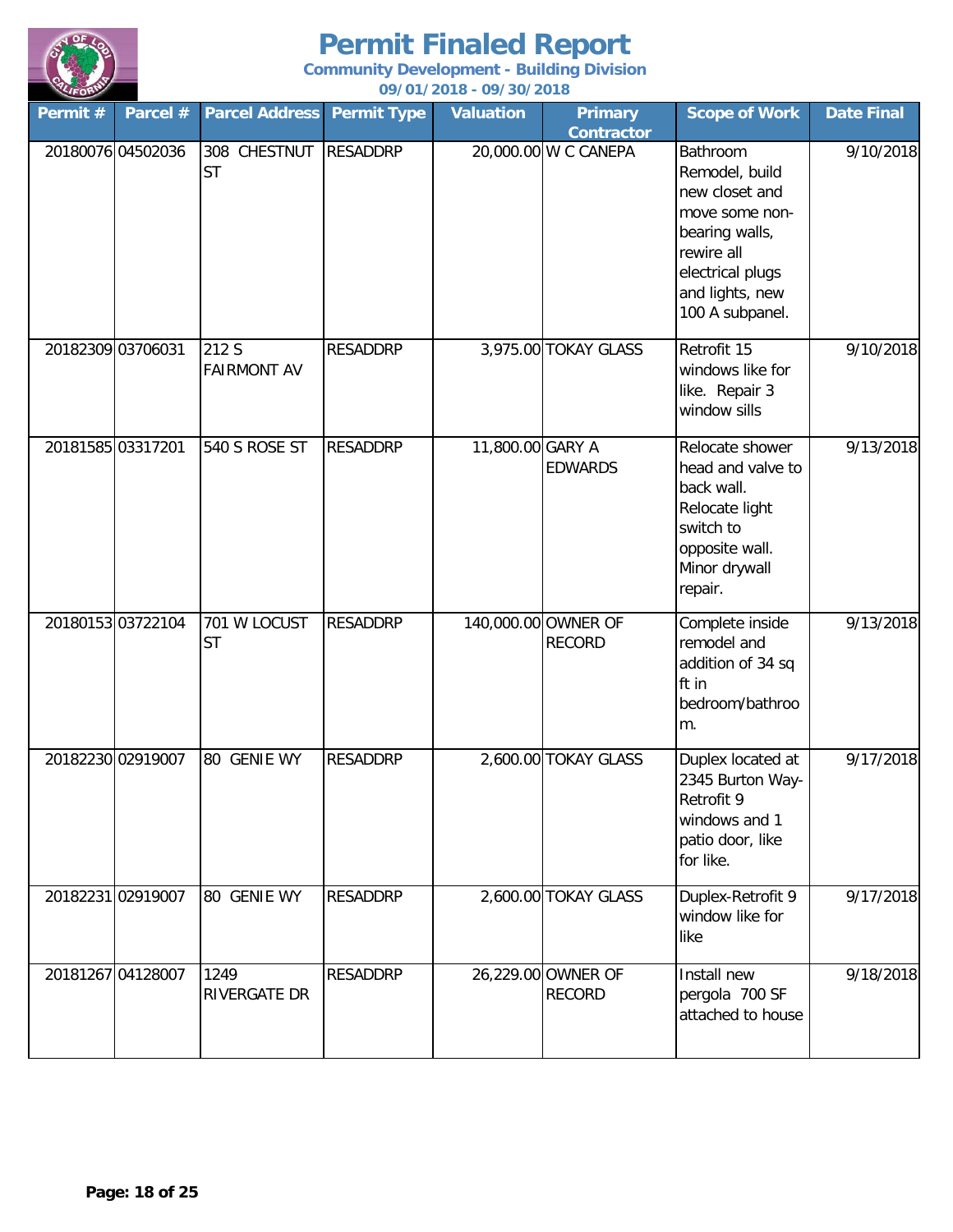# Permit Finaled Report

**Community Development - Building Division**

**09/01/2018 - 09/30/2018**

| Permit # | Parcel # | Parcel Address | Permit Type | Valuation | Primary Contractor | Scope of Work | Date Final |
|---|---|---|---|---|---|---|---|
| 20180076 | 04502036 | 308 CHESTNUT ST | RESADDRP | 20,000.00 | W C CANEPA | Bathroom Remodel, build new closet and move some non-bearing walls, rewire all electrical plugs and lights, new 100 A subpanel. | 9/10/2018 |
| 20182309 | 03706031 | 212 S FAIRMONT AV | RESADDRP | 3,975.00 | TOKAY GLASS | Retrofit 15 windows like for like. Repair 3 window sills | 9/10/2018 |
| 20181585 | 03317201 | 540 S ROSE ST | RESADDRP | 11,800.00 | GARY A EDWARDS | Relocate shower head and valve to back wall. Relocate light switch to opposite wall. Minor drywall repair. | 9/13/2018 |
| 20180153 | 03722104 | 701 W LOCUST ST | RESADDRP | 140,000.00 | OWNER OF RECORD | Complete inside remodel and addition of 34 sq ft in bedroom/bathroom. | 9/13/2018 |
| 20182230 | 02919007 | 80 GENIE WY | RESADDRP | 2,600.00 | TOKAY GLASS | Duplex located at 2345 Burton Way-Retrofit 9 windows and 1 patio door, like for like. | 9/17/2018 |
| 20182231 | 02919007 | 80 GENIE WY | RESADDRP | 2,600.00 | TOKAY GLASS | Duplex-Retrofit 9 window like for like | 9/17/2018 |
| 20181267 | 04128007 | 1249 RIVERGATE DR | RESADDRP | 26,229.00 | OWNER OF RECORD | Install new pergola 700 SF attached to house | 9/18/2018 |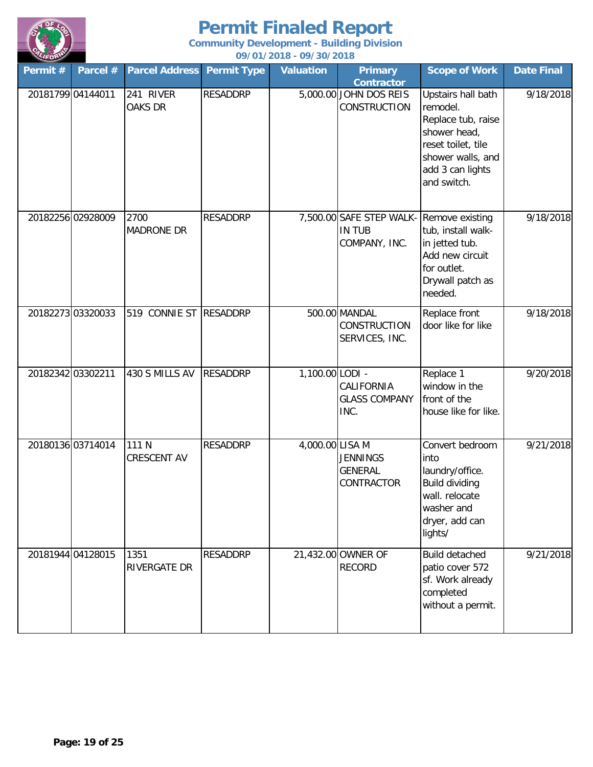# Permit Finaled Report

**Community Development - Building Division**

**09/01/2018 - 09/30/2018**

| Permit # | Parcel # | Parcel Address | Permit Type | Valuation | Primary Contractor | Scope of Work | Date Final |
|---|---|---|---|---|---|---|---|
| 20181799 | 04144011 | 241 RIVER OAKS DR | RESADDRP | 5,000.00 | JOHN DOS REIS CONSTRUCTION | Upstairs hall bath remodel. Replace tub, raise shower head, reset toilet, tile shower walls, and add 3 can lights and switch. | 9/18/2018 |
| 20182256 | 02928009 | 2700 MADRONE DR | RESADDRP | 7,500.00 | SAFE STEP WALK-IN TUB COMPANY, INC. | Remove existing tub, install walk-in jetted tub. Add new circuit for outlet. Drywall patch as needed. | 9/18/2018 |
| 20182273 | 03320033 | 519 CONNIE ST | RESADDRP | 500.00 | MANDAL CONSTRUCTION SERVICES, INC. | Replace front door like for like | 9/18/2018 |
| 20182342 | 03302211 | 430 S MILLS AV | RESADDRP | 1,100.00 | LODI - CALIFORNIA GLASS COMPANY INC. | Replace 1 window in the front of the house like for like. | 9/20/2018 |
| 20180136 | 03714014 | 111 N CRESCENT AV | RESADDRP | 4,000.00 | LISA M JENNINGS GENERAL CONTRACTOR | Convert bedroom into laundry/office. Build dividing wall. relocate washer and dryer, add can lights/ | 9/21/2018 |
| 20181944 | 04128015 | 1351 RIVERGATE DR | RESADDRP | 21,432.00 | OWNER OF RECORD | Build detached patio cover 572 sf. Work already completed without a permit. | 9/21/2018 |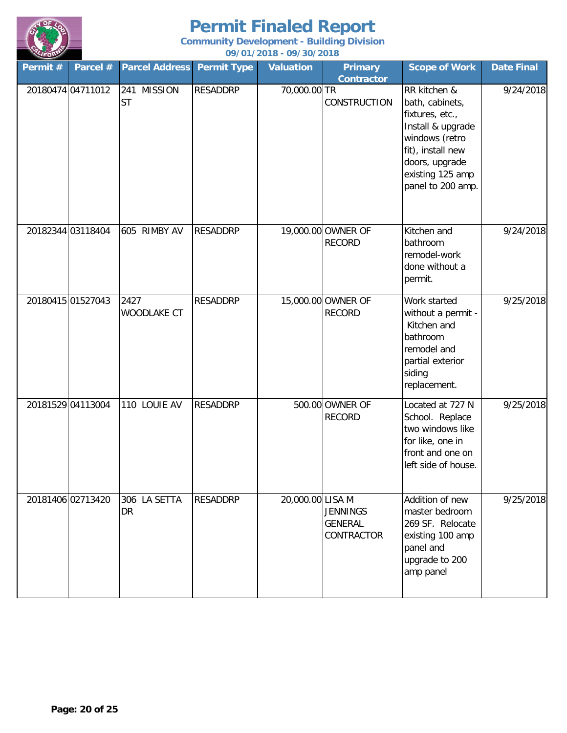# Permit Finaled Report

**Community Development - Building Division**

**09/01/2018 - 09/30/2018**

| Permit # | Parcel # | Parcel Address | Permit Type | Valuation | Primary Contractor | Scope of Work | Date Final |
|---|---|---|---|---|---|---|---|
| 20180474 | 04711012 | 241 MISSION ST | RESADDRP | 70,000.00 | TR CONSTRUCTION | RR kitchen & bath, cabinets, fixtures, etc., Install & upgrade windows (retro fit), install new doors, upgrade existing 125 amp panel to 200 amp. | 9/24/2018 |
| 20182344 | 03118404 | 605 RIMBY AV | RESADDRP | 19,000.00 | OWNER OF RECORD | Kitchen and bathroom remodel-work done without a permit. | 9/24/2018 |
| 20180415 | 01527043 | 2427 WOODLAKE CT | RESADDRP | 15,000.00 | OWNER OF RECORD | Work started without a permit - Kitchen and bathroom remodel and partial exterior siding replacement. | 9/25/2018 |
| 20181529 | 04113004 | 110 LOUIE AV | RESADDRP | 500.00 | OWNER OF RECORD | Located at 727 N School. Replace two windows like for like, one in front and one on left side of house. | 9/25/2018 |
| 20181406 | 02713420 | 306 LA SETTA DR | RESADDRP | 20,000.00 | LISA M JENNINGS GENERAL CONTRACTOR | Addition of new master bedroom 269 SF. Relocate existing 100 amp panel and upgrade to 200 amp panel | 9/25/2018 |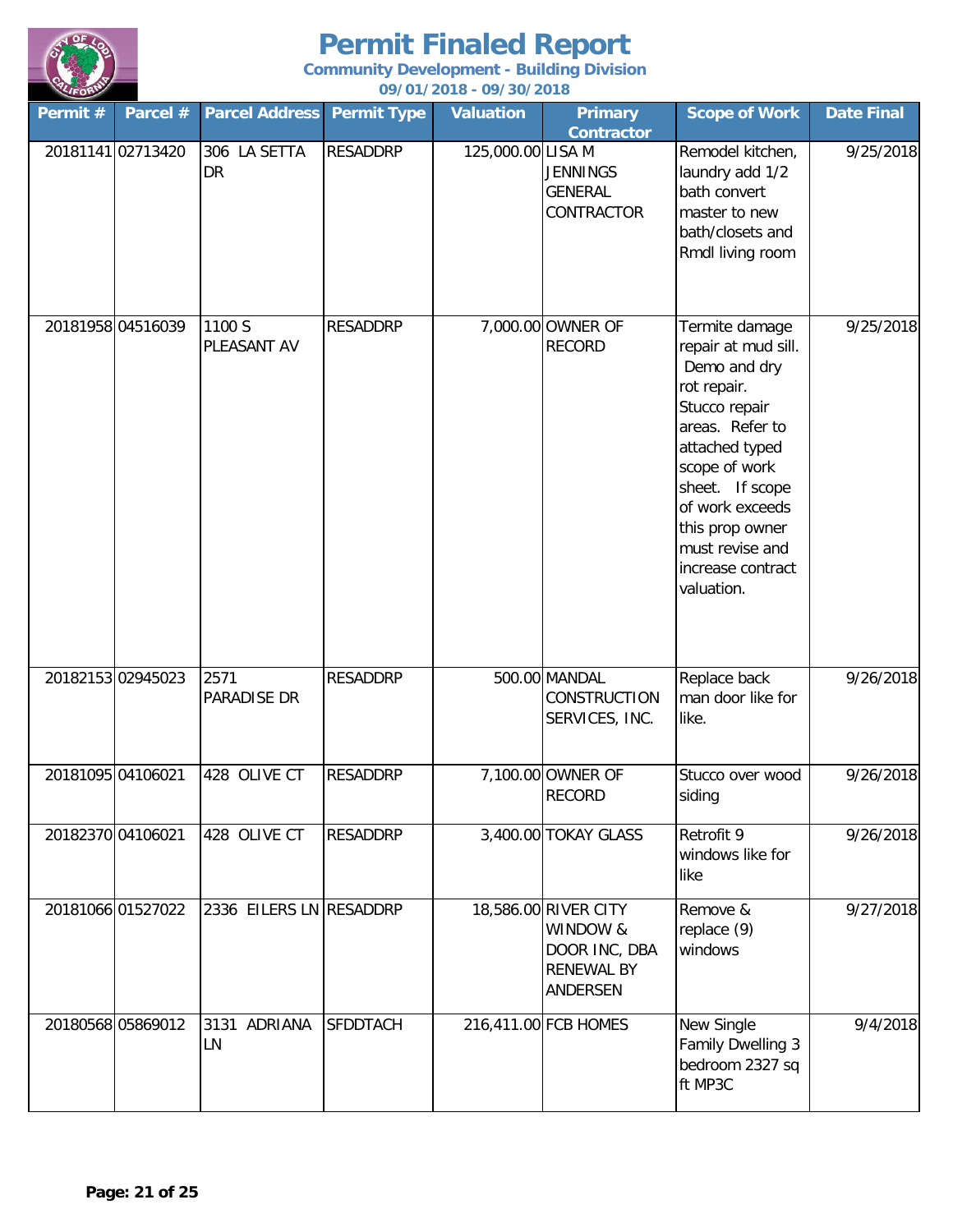# Permit Finaled Report

**Community Development - Building Division**

**09/01/2018 - 09/30/2018**

| Permit # | Parcel # | Parcel Address | Permit Type | Valuation | Primary Contractor | Scope of Work | Date Final |
|---|---|---|---|---|---|---|---|
| 20181141 | 02713420 | 306 LA SETTA DR | RESADDRP | 125,000.00 | LISA M JENNINGS GENERAL CONTRACTOR | Remodel kitchen, laundry add 1/2 bath convert master to new bath/closets and Rmdl living room | 9/25/2018 |
| 20181958 | 04516039 | 1100 S PLEASANT AV | RESADDRP | 7,000.00 | OWNER OF RECORD | Termite damage repair at mud sill. Demo and dry rot repair. Stucco repair areas. Refer to attached typed scope of work sheet. If scope of work exceeds this prop owner must revise and increase contract valuation. | 9/25/2018 |
| 20182153 | 02945023 | 2571 PARADISE DR | RESADDRP | 500.00 | MANDAL CONSTRUCTION SERVICES, INC. | Replace back man door like for like. | 9/26/2018 |
| 20181095 | 04106021 | 428 OLIVE CT | RESADDRP | 7,100.00 | OWNER OF RECORD | Stucco over wood siding | 9/26/2018 |
| 20182370 | 04106021 | 428 OLIVE CT | RESADDRP | 3,400.00 | TOKAY GLASS | Retrofit 9 windows like for like | 9/26/2018 |
| 20181066 | 01527022 | 2336 EILERS LN | RESADDRP | 18,586.00 | RIVER CITY WINDOW & DOOR INC, DBA RENEWAL BY ANDERSEN | Remove & replace (9) windows | 9/27/2018 |
| 20180568 | 05869012 | 3131 ADRIANA LN | SFDDTACH | 216,411.00 | FCB HOMES | New Single Family Dwelling 3 bedroom 2327 sq ft MP3C | 9/4/2018 |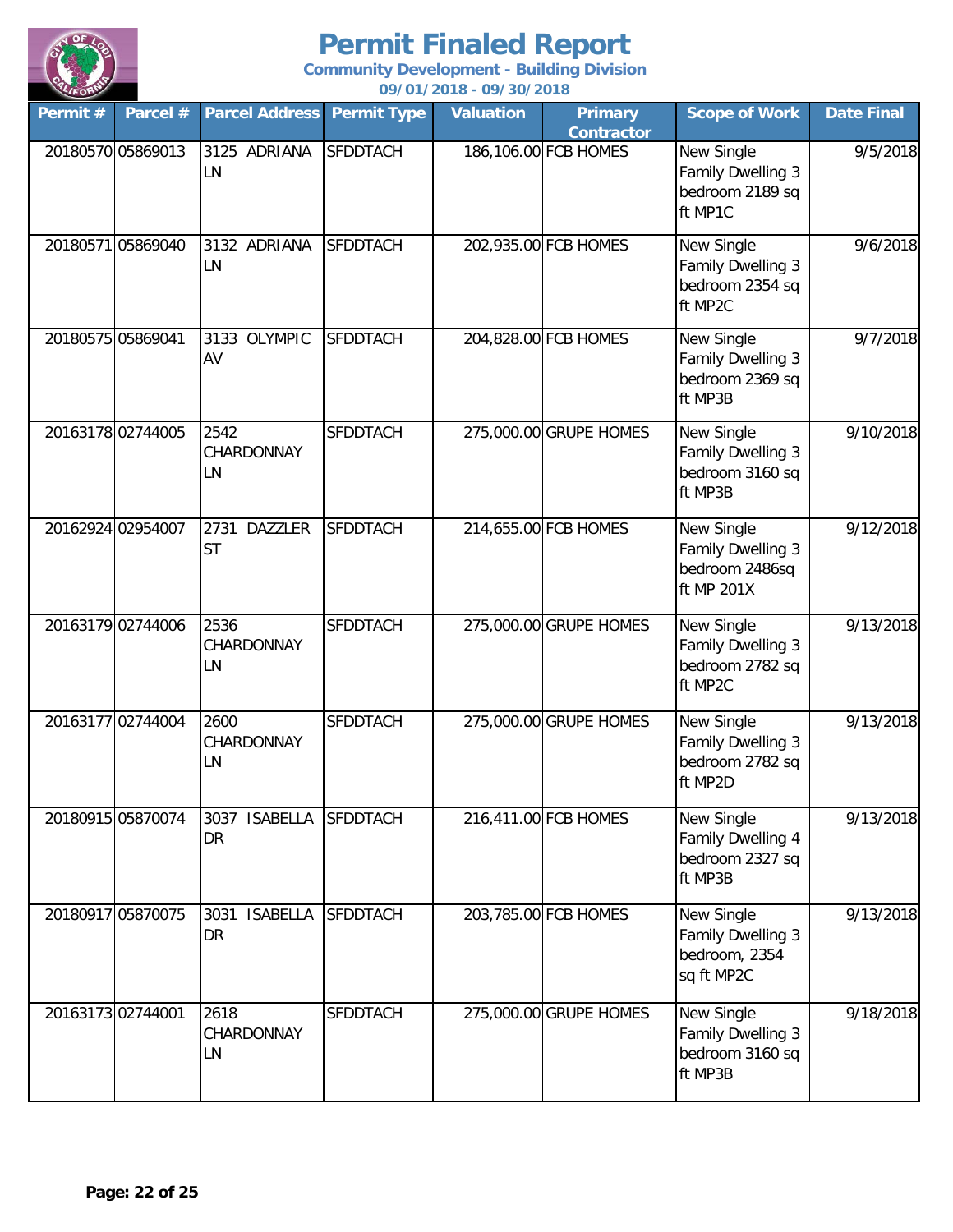# Permit Finaled Report

**Community Development - Building Division**

**09/01/2018 - 09/30/2018**

| Permit # | Parcel # | Parcel Address | Permit Type | Valuation | Primary Contractor | Scope of Work | Date Final |
|---|---|---|---|---|---|---|---|
| 20180570 | 05869013 | 3125 ADRIANA LN | SFDDTACH | 186,106.00 | FCB HOMES | New Single Family Dwelling 3 bedroom 2189 sq ft MP1C | 9/5/2018 |
| 20180571 | 05869040 | 3132 ADRIANA LN | SFDDTACH | 202,935.00 | FCB HOMES | New Single Family Dwelling 3 bedroom 2354 sq ft MP2C | 9/6/2018 |
| 20180575 | 05869041 | 3133 OLYMPIC AV | SFDDTACH | 204,828.00 | FCB HOMES | New Single Family Dwelling 3 bedroom 2369 sq ft MP3B | 9/7/2018 |
| 20163178 | 02744005 | 2542 CHARDONNAY LN | SFDDTACH | 275,000.00 | GRUPE HOMES | New Single Family Dwelling 3 bedroom 3160 sq ft MP3B | 9/10/2018 |
| 20162924 | 02954007 | 2731 DAZZLER ST | SFDDTACH | 214,655.00 | FCB HOMES | New Single Family Dwelling 3 bedroom 2486sq ft MP 201X | 9/12/2018 |
| 20163179 | 02744006 | 2536 CHARDONNAY LN | SFDDTACH | 275,000.00 | GRUPE HOMES | New Single Family Dwelling 3 bedroom 2782 sq ft MP2C | 9/13/2018 |
| 20163177 | 02744004 | 2600 CHARDONNAY LN | SFDDTACH | 275,000.00 | GRUPE HOMES | New Single Family Dwelling 3 bedroom 2782 sq ft MP2D | 9/13/2018 |
| 20180915 | 05870074 | 3037 ISABELLA DR | SFDDTACH | 216,411.00 | FCB HOMES | New Single Family Dwelling 4 bedroom 2327 sq ft MP3B | 9/13/2018 |
| 20180917 | 05870075 | 3031 ISABELLA DR | SFDDTACH | 203,785.00 | FCB HOMES | New Single Family Dwelling 3 bedroom, 2354 sq ft MP2C | 9/13/2018 |
| 20163173 | 02744001 | 2618 CHARDONNAY LN | SFDDTACH | 275,000.00 | GRUPE HOMES | New Single Family Dwelling 3 bedroom 3160 sq ft MP3B | 9/18/2018 |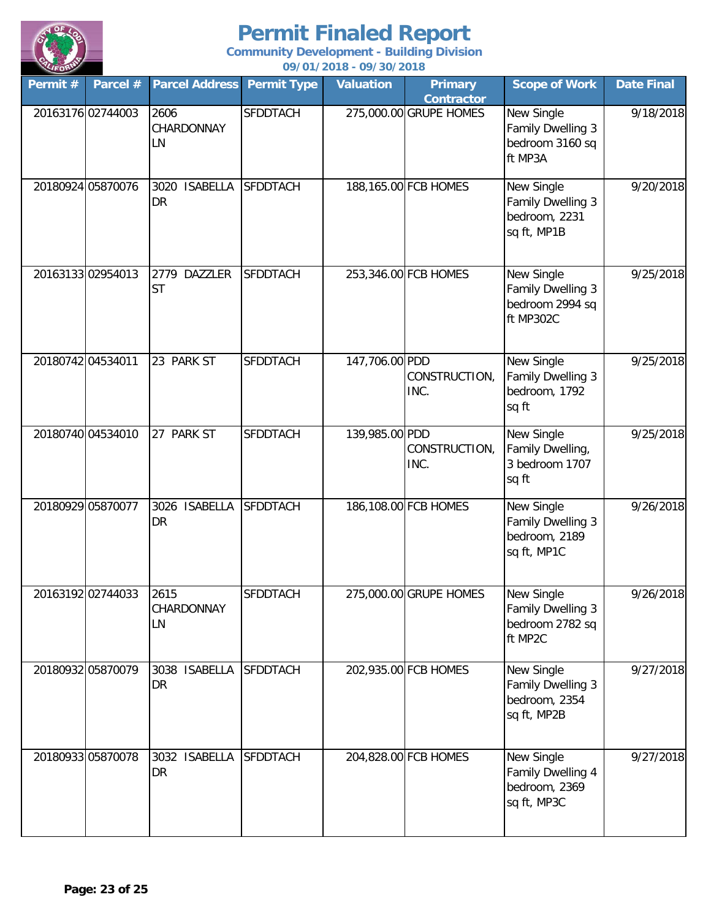# Permit Finaled Report

**Community Development - Building Division**

**09/01/2018 - 09/30/2018**

| Permit # | Parcel # | Parcel Address | Permit Type | Valuation | Primary Contractor | Scope of Work | Date Final |
|---|---|---|---|---|---|---|---|
| 20163176 | 02744003 | 2606 CHARDONNAY LN | SFDDTACH | 275,000.00 | GRUPE HOMES | New Single Family Dwelling 3 bedroom 3160 sq ft MP3A | 9/18/2018 |
| 20180924 | 05870076 | 3020 ISABELLA DR | SFDDTACH | 188,165.00 | FCB HOMES | New Single Family Dwelling 3 bedroom, 2231 sq ft, MP1B | 9/20/2018 |
| 20163133 | 02954013 | 2779 DAZZLER ST | SFDDTACH | 253,346.00 | FCB HOMES | New Single Family Dwelling 3 bedroom 2994 sq ft MP302C | 9/25/2018 |
| 20180742 | 04534011 | 23 PARK ST | SFDDTACH | 147,706.00 | PDD CONSTRUCTION, INC. | New Single Family Dwelling 3 bedroom, 1792 sq ft | 9/25/2018 |
| 20180740 | 04534010 | 27 PARK ST | SFDDTACH | 139,985.00 | PDD CONSTRUCTION, INC. | New Single Family Dwelling, 3 bedroom 1707 sq ft | 9/25/2018 |
| 20180929 | 05870077 | 3026 ISABELLA DR | SFDDTACH | 186,108.00 | FCB HOMES | New Single Family Dwelling 3 bedroom, 2189 sq ft, MP1C | 9/26/2018 |
| 20163192 | 02744033 | 2615 CHARDONNAY LN | SFDDTACH | 275,000.00 | GRUPE HOMES | New Single Family Dwelling 3 bedroom 2782 sq ft MP2C | 9/26/2018 |
| 20180932 | 05870079 | 3038 ISABELLA DR | SFDDTACH | 202,935.00 | FCB HOMES | New Single Family Dwelling 3 bedroom, 2354 sq ft, MP2B | 9/27/2018 |
| 20180933 | 05870078 | 3032 ISABELLA DR | SFDDTACH | 204,828.00 | FCB HOMES | New Single Family Dwelling 4 bedroom, 2369 sq ft, MP3C | 9/27/2018 |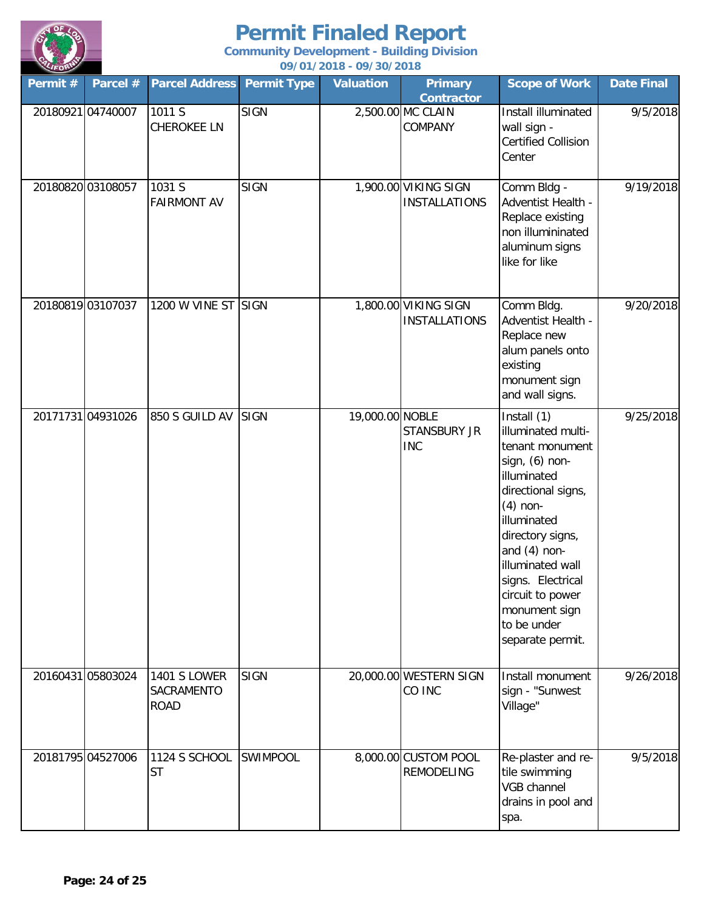# Permit Finaled Report

**Community Development - Building Division**

**09/01/2018 - 09/30/2018**

| Permit # | Parcel # | Parcel Address | Permit Type | Valuation | Primary Contractor | Scope of Work | Date Final |
|---|---|---|---|---|---|---|---|
| 20180921 | 04740007 | 1011 S CHEROKEE LN | SIGN | 2,500.00 | MC CLAIN COMPANY | Install illuminated wall sign - Certified Collision Center | 9/5/2018 |
| 20180820 | 03108057 | 1031 S FAIRMONT AV | SIGN | 1,900.00 | VIKING SIGN INSTALLATIONS | Comm Bldg - Adventist Health - Replace existing non illumininated aluminum signs like for like | 9/19/2018 |
| 20180819 | 03107037 | 1200 W VINE ST | SIGN | 1,800.00 | VIKING SIGN INSTALLATIONS | Comm Bldg. Adventist Health - Replace new alum panels onto existing monument sign and wall signs. | 9/20/2018 |
| 20171731 | 04931026 | 850 S GUILD AV | SIGN | 19,000.00 | NOBLE STANSBURY JR INC | Install (1) illuminated multi-tenant monument sign, (6) non-illuminated directional signs, (4) non-illuminated directory signs, and (4) non-illuminated wall signs. Electrical circuit to power monument sign to be under separate permit. | 9/25/2018 |
| 20160431 | 05803024 | 1401 S LOWER SACRAMENTO ROAD | SIGN | 20,000.00 | WESTERN SIGN CO INC | Install monument sign - "Sunwest Village" | 9/26/2018 |
| 20181795 | 04527006 | 1124 S SCHOOL ST | SWIMPOOL | 8,000.00 | CUSTOM POOL REMODELING | Re-plaster and re-tile swimming VGB channel drains in pool and spa. | 9/5/2018 |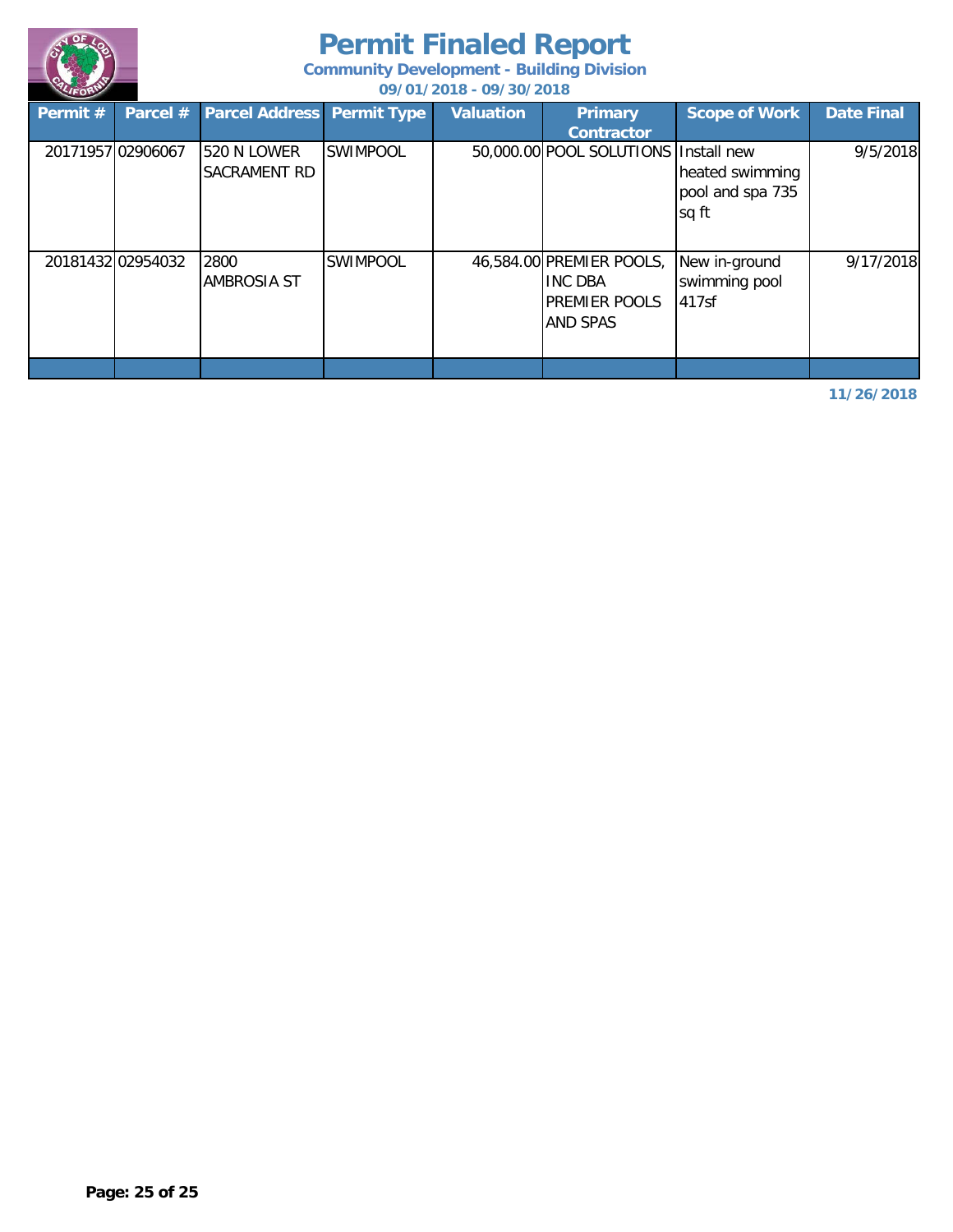# Permit Finaled Report

**Community Development - Building Division**

**09/01/2018 - 09/30/2018**

| Permit # | Parcel # | Parcel Address | Permit Type | Valuation | Primary Contractor | Scope of Work | Date Final |
|---|---|---|---|---|---|---|---|
| 20171957 | 02906067 | 520 N LOWER SACRAMENT RD | SWIMPOOL | 50,000.00 | POOL SOLUTIONS | Install new heated swimming pool and spa 735 sq ft | 9/5/2018 |
| 20181432 | 02954032 | 2800 AMBROSIA ST | SWIMPOOL | 46,584.00 | PREMIER POOLS, INC DBA PREMIER POOLS AND SPAS | New in-ground swimming pool 417sf | 9/17/2018 |

11/26/2018